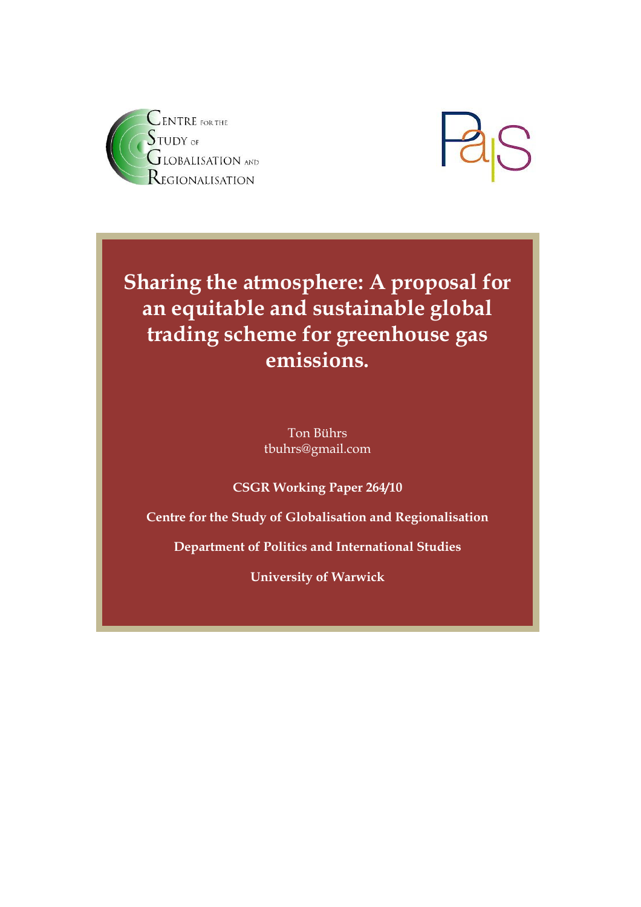CENTRE FOR THE STUDY OF GLOBALISATION AND REGIONALISATION

PaIS

# Sharing the atmosphere: A proposal for an equitable and sustainable global trading scheme for greenhouse gas emissions.

Ton Bührs
tbuhrs@gmail.com

**CSGR Working Paper 264/10**

**Centre for the Study of Globalisation and Regionalisation**

**Department of Politics and International Studies**

**University of Warwick**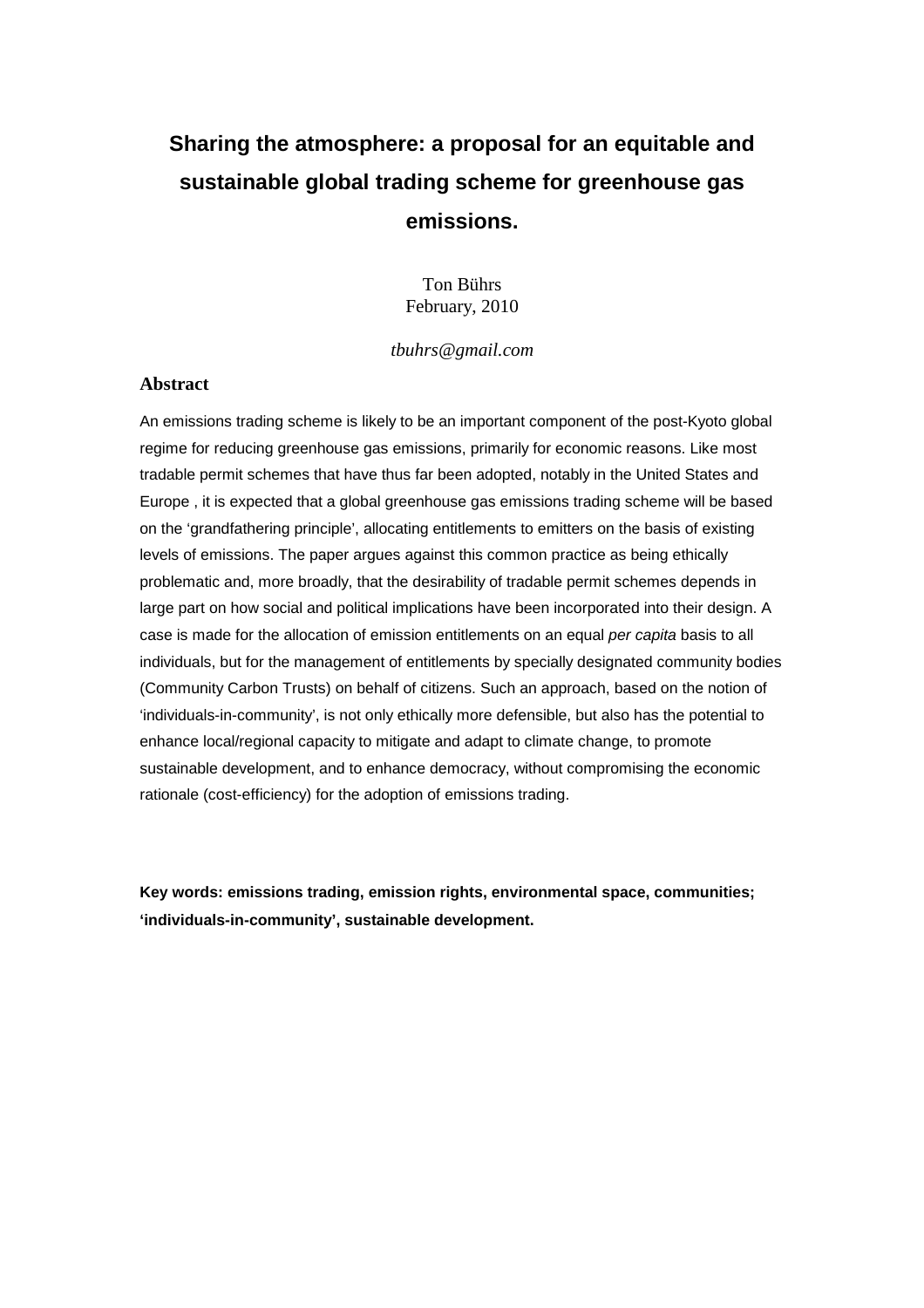# Sharing the atmosphere: a proposal for an equitable and sustainable global trading scheme for greenhouse gas emissions.

Ton Bührs
February, 2010

*tbuhrs@gmail.com*

## Abstract

An emissions trading scheme is likely to be an important component of the post-Kyoto global regime for reducing greenhouse gas emissions, primarily for economic reasons. Like most tradable permit schemes that have thus far been adopted, notably in the United States and Europe , it is expected that a global greenhouse gas emissions trading scheme will be based on the 'grandfathering principle', allocating entitlements to emitters on the basis of existing levels of emissions. The paper argues against this common practice as being ethically problematic and, more broadly, that the desirability of tradable permit schemes depends in large part on how social and political implications have been incorporated into their design. A case is made for the allocation of emission entitlements on an equal *per capita* basis to all individuals, but for the management of entitlements by specially designated community bodies (Community Carbon Trusts) on behalf of citizens. Such an approach, based on the notion of 'individuals-in-community', is not only ethically more defensible, but also has the potential to enhance local/regional capacity to mitigate and adapt to climate change, to promote sustainable development, and to enhance democracy, without compromising the economic rationale (cost-efficiency) for the adoption of emissions trading.

**Key words: emissions trading, emission rights, environmental space, communities; 'individuals-in-community', sustainable development.**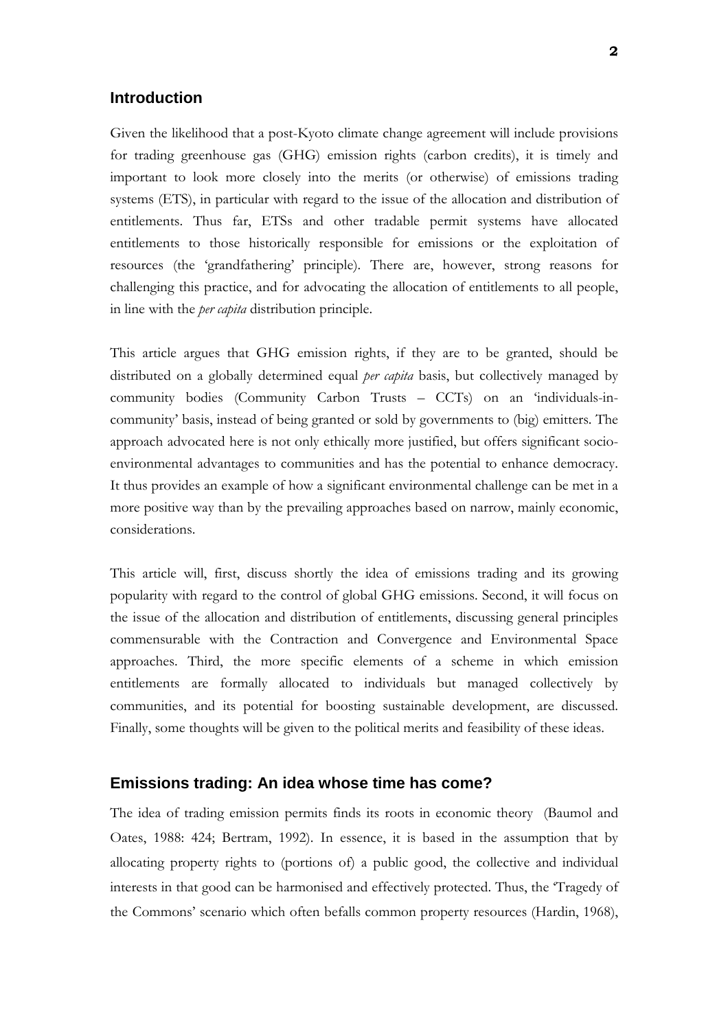## Introduction

Given the likelihood that a post-Kyoto climate change agreement will include provisions for trading greenhouse gas (GHG) emission rights (carbon credits), it is timely and important to look more closely into the merits (or otherwise) of emissions trading systems (ETS), in particular with regard to the issue of the allocation and distribution of entitlements. Thus far, ETSs and other tradable permit systems have allocated entitlements to those historically responsible for emissions or the exploitation of resources (the 'grandfathering' principle). There are, however, strong reasons for challenging this practice, and for advocating the allocation of entitlements to all people, in line with the *per capita* distribution principle.

This article argues that GHG emission rights, if they are to be granted, should be distributed on a globally determined equal *per capita* basis, but collectively managed by community bodies (Community Carbon Trusts – CCTs) on an 'individuals-in-community' basis, instead of being granted or sold by governments to (big) emitters. The approach advocated here is not only ethically more justified, but offers significant socio-environmental advantages to communities and has the potential to enhance democracy. It thus provides an example of how a significant environmental challenge can be met in a more positive way than by the prevailing approaches based on narrow, mainly economic, considerations.

This article will, first, discuss shortly the idea of emissions trading and its growing popularity with regard to the control of global GHG emissions. Second, it will focus on the issue of the allocation and distribution of entitlements, discussing general principles commensurable with the Contraction and Convergence and Environmental Space approaches. Third, the more specific elements of a scheme in which emission entitlements are formally allocated to individuals but managed collectively by communities, and its potential for boosting sustainable development, are discussed. Finally, some thoughts will be given to the political merits and feasibility of these ideas.

## Emissions trading: An idea whose time has come?

The idea of trading emission permits finds its roots in economic theory (Baumol and Oates, 1988: 424; Bertram, 1992). In essence, it is based in the assumption that by allocating property rights to (portions of) a public good, the collective and individual interests in that good can be harmonised and effectively protected. Thus, the 'Tragedy of the Commons' scenario which often befalls common property resources (Hardin, 1968),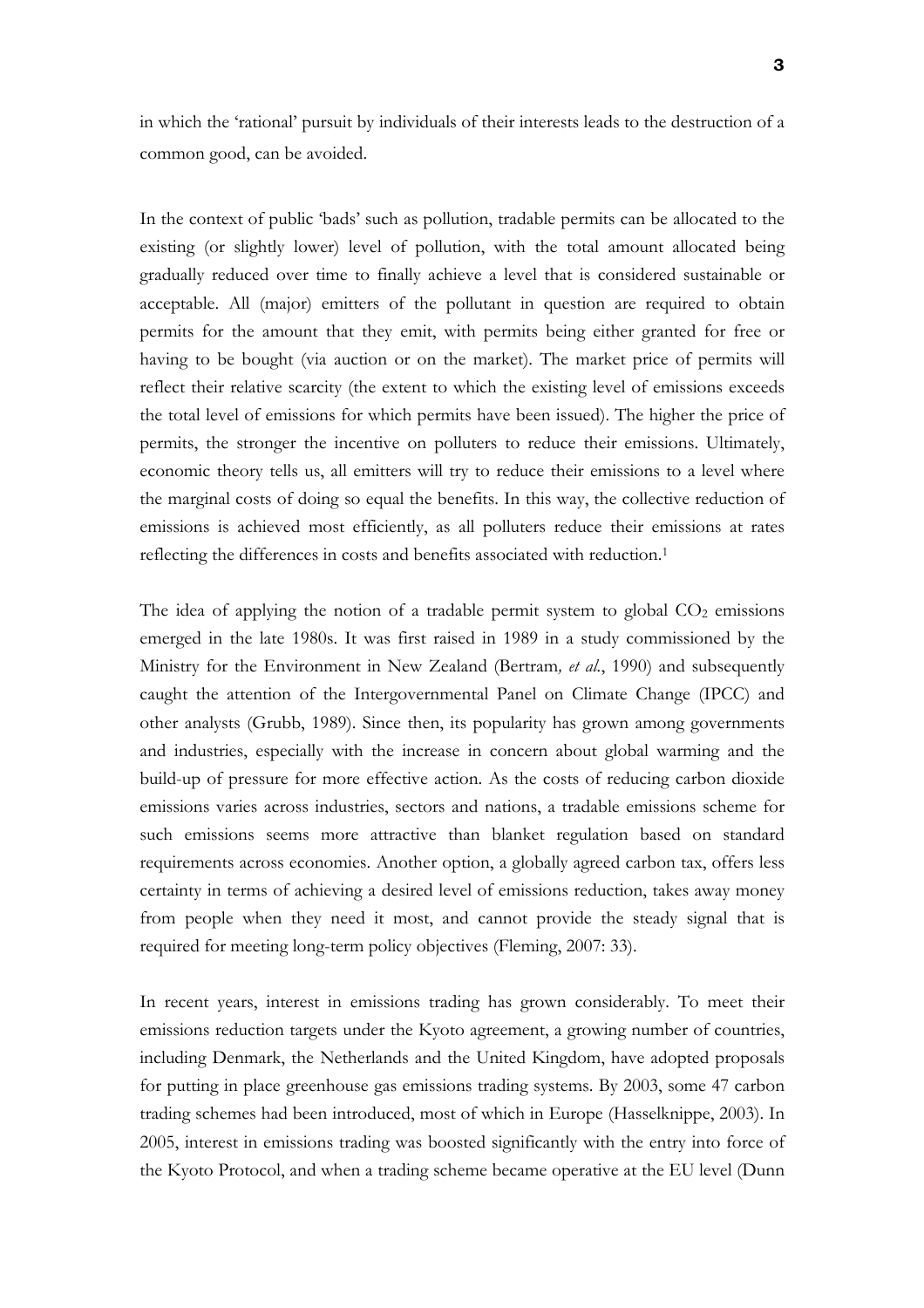in which the 'rational' pursuit by individuals of their interests leads to the destruction of a common good, can be avoided.

In the context of public 'bads' such as pollution, tradable permits can be allocated to the existing (or slightly lower) level of pollution, with the total amount allocated being gradually reduced over time to finally achieve a level that is considered sustainable or acceptable. All (major) emitters of the pollutant in question are required to obtain permits for the amount that they emit, with permits being either granted for free or having to be bought (via auction or on the market). The market price of permits will reflect their relative scarcity (the extent to which the existing level of emissions exceeds the total level of emissions for which permits have been issued). The higher the price of permits, the stronger the incentive on polluters to reduce their emissions. Ultimately, economic theory tells us, all emitters will try to reduce their emissions to a level where the marginal costs of doing so equal the benefits. In this way, the collective reduction of emissions is achieved most efficiently, as all polluters reduce their emissions at rates reflecting the differences in costs and benefits associated with reduction.[1]

The idea of applying the notion of a tradable permit system to global $CO_2$ emissions emerged in the late 1980s. It was first raised in 1989 in a study commissioned by the Ministry for the Environment in New Zealand (Bertram*, et al.*, 1990) and subsequently caught the attention of the Intergovernmental Panel on Climate Change (IPCC) and other analysts (Grubb, 1989). Since then, its popularity has grown among governments and industries, especially with the increase in concern about global warming and the build-up of pressure for more effective action. As the costs of reducing carbon dioxide emissions varies across industries, sectors and nations, a tradable emissions scheme for such emissions seems more attractive than blanket regulation based on standard requirements across economies. Another option, a globally agreed carbon tax, offers less certainty in terms of achieving a desired level of emissions reduction, takes away money from people when they need it most, and cannot provide the steady signal that is required for meeting long-term policy objectives (Fleming, 2007: 33).

In recent years, interest in emissions trading has grown considerably. To meet their emissions reduction targets under the Kyoto agreement, a growing number of countries, including Denmark, the Netherlands and the United Kingdom, have adopted proposals for putting in place greenhouse gas emissions trading systems. By 2003, some 47 carbon trading schemes had been introduced, most of which in Europe (Hasselknippe, 2003). In 2005, interest in emissions trading was boosted significantly with the entry into force of the Kyoto Protocol, and when a trading scheme became operative at the EU level (Dunn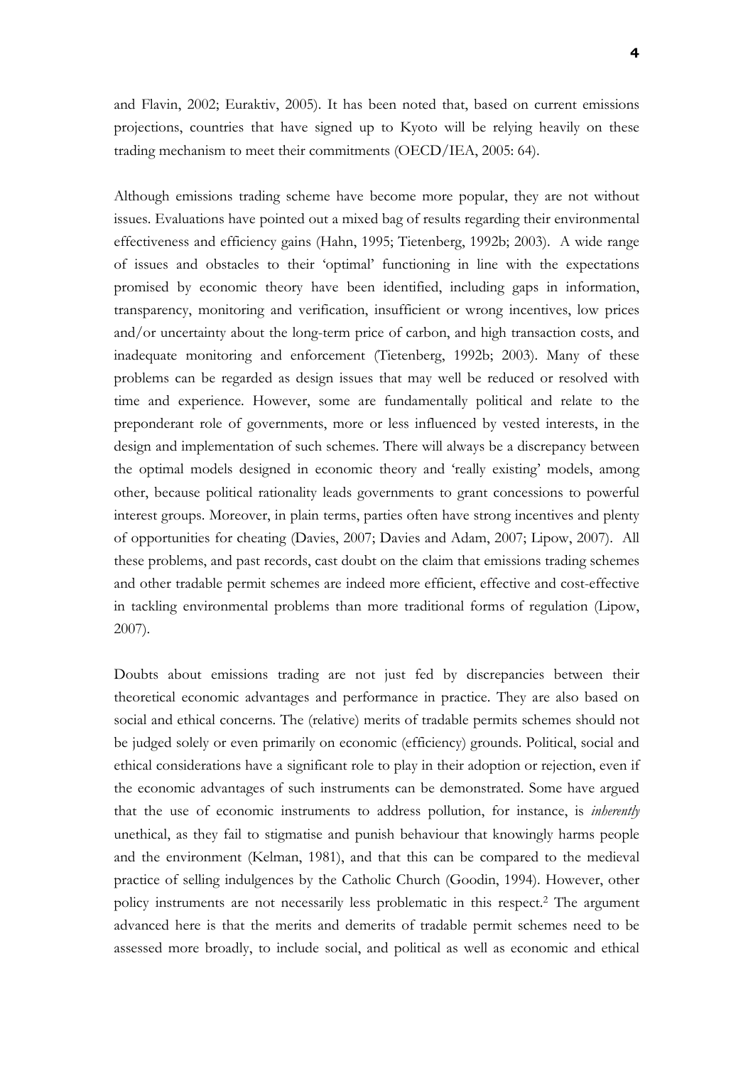and Flavin, 2002; Euraktiv, 2005). It has been noted that, based on current emissions projections, countries that have signed up to Kyoto will be relying heavily on these trading mechanism to meet their commitments (OECD/IEA, 2005: 64).

Although emissions trading scheme have become more popular, they are not without issues. Evaluations have pointed out a mixed bag of results regarding their environmental effectiveness and efficiency gains (Hahn, 1995; Tietenberg, 1992b; 2003). A wide range of issues and obstacles to their 'optimal' functioning in line with the expectations promised by economic theory have been identified, including gaps in information, transparency, monitoring and verification, insufficient or wrong incentives, low prices and/or uncertainty about the long-term price of carbon, and high transaction costs, and inadequate monitoring and enforcement (Tietenberg, 1992b; 2003). Many of these problems can be regarded as design issues that may well be reduced or resolved with time and experience. However, some are fundamentally political and relate to the preponderant role of governments, more or less influenced by vested interests, in the design and implementation of such schemes. There will always be a discrepancy between the optimal models designed in economic theory and 'really existing' models, among other, because political rationality leads governments to grant concessions to powerful interest groups. Moreover, in plain terms, parties often have strong incentives and plenty of opportunities for cheating (Davies, 2007; Davies and Adam, 2007; Lipow, 2007). All these problems, and past records, cast doubt on the claim that emissions trading schemes and other tradable permit schemes are indeed more efficient, effective and cost-effective in tackling environmental problems than more traditional forms of regulation (Lipow, 2007).

Doubts about emissions trading are not just fed by discrepancies between their theoretical economic advantages and performance in practice. They are also based on social and ethical concerns. The (relative) merits of tradable permits schemes should not be judged solely or even primarily on economic (efficiency) grounds. Political, social and ethical considerations have a significant role to play in their adoption or rejection, even if the economic advantages of such instruments can be demonstrated. Some have argued that the use of economic instruments to address pollution, for instance, is *inherently* unethical, as they fail to stigmatise and punish behaviour that knowingly harms people and the environment (Kelman, 1981), and that this can be compared to the medieval practice of selling indulgences by the Catholic Church (Goodin, 1994). However, other policy instruments are not necessarily less problematic in this respect.[2] The argument advanced here is that the merits and demerits of tradable permit schemes need to be assessed more broadly, to include social, and political as well as economic and ethical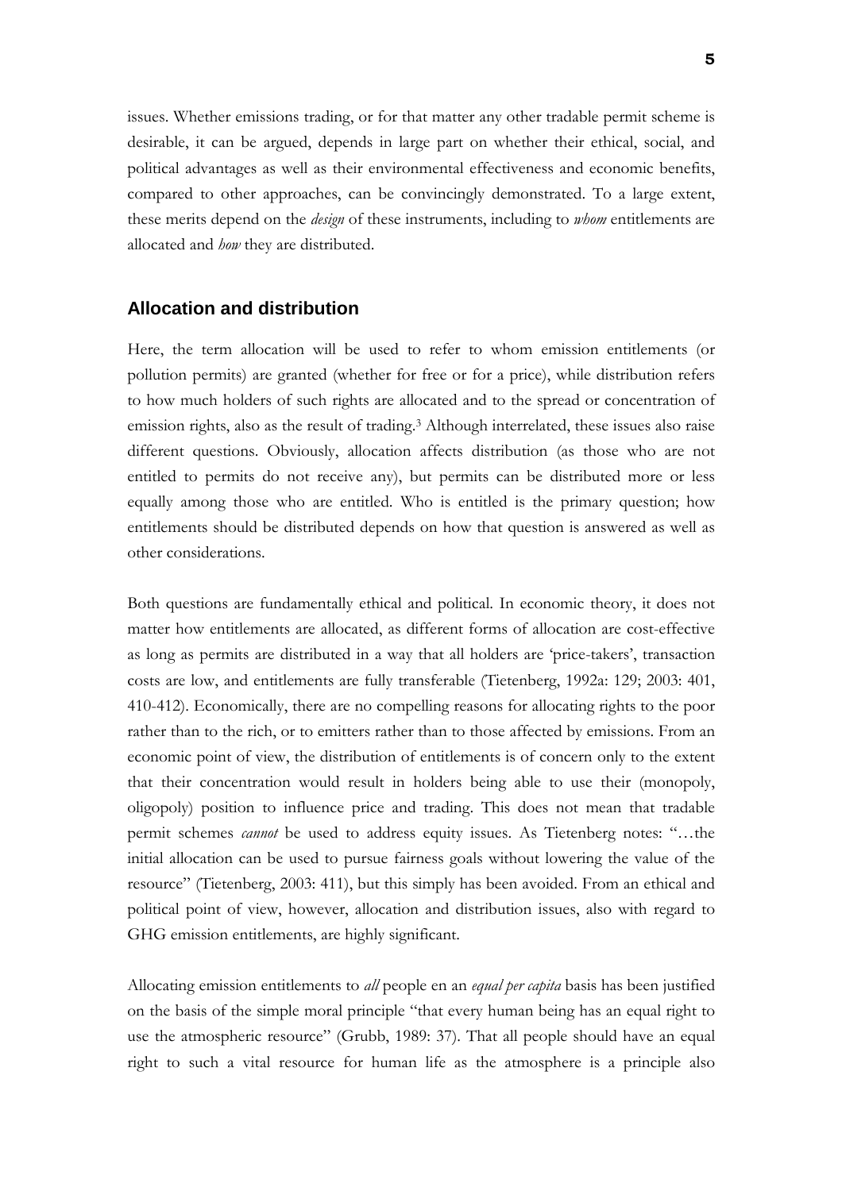issues. Whether emissions trading, or for that matter any other tradable permit scheme is desirable, it can be argued, depends in large part on whether their ethical, social, and political advantages as well as their environmental effectiveness and economic benefits, compared to other approaches, can be convincingly demonstrated. To a large extent, these merits depend on the *design* of these instruments, including to *whom* entitlements are allocated and *how* they are distributed.

## Allocation and distribution

Here, the term allocation will be used to refer to whom emission entitlements (or pollution permits) are granted (whether for free or for a price), while distribution refers to how much holders of such rights are allocated and to the spread or concentration of emission rights, also as the result of trading.[3] Although interrelated, these issues also raise different questions. Obviously, allocation affects distribution (as those who are not entitled to permits do not receive any), but permits can be distributed more or less equally among those who are entitled. Who is entitled is the primary question; how entitlements should be distributed depends on how that question is answered as well as other considerations.

Both questions are fundamentally ethical and political. In economic theory, it does not matter how entitlements are allocated, as different forms of allocation are cost-effective as long as permits are distributed in a way that all holders are 'price-takers', transaction costs are low, and entitlements are fully transferable (Tietenberg, 1992a: 129; 2003: 401, 410-412). Economically, there are no compelling reasons for allocating rights to the poor rather than to the rich, or to emitters rather than to those affected by emissions. From an economic point of view, the distribution of entitlements is of concern only to the extent that their concentration would result in holders being able to use their (monopoly, oligopoly) position to influence price and trading. This does not mean that tradable permit schemes *cannot* be used to address equity issues. As Tietenberg notes: "…the initial allocation can be used to pursue fairness goals without lowering the value of the resource" (Tietenberg, 2003: 411), but this simply has been avoided. From an ethical and political point of view, however, allocation and distribution issues, also with regard to GHG emission entitlements, are highly significant.

Allocating emission entitlements to *all* people en an *equal per capita* basis has been justified on the basis of the simple moral principle "that every human being has an equal right to use the atmospheric resource" (Grubb, 1989: 37). That all people should have an equal right to such a vital resource for human life as the atmosphere is a principle also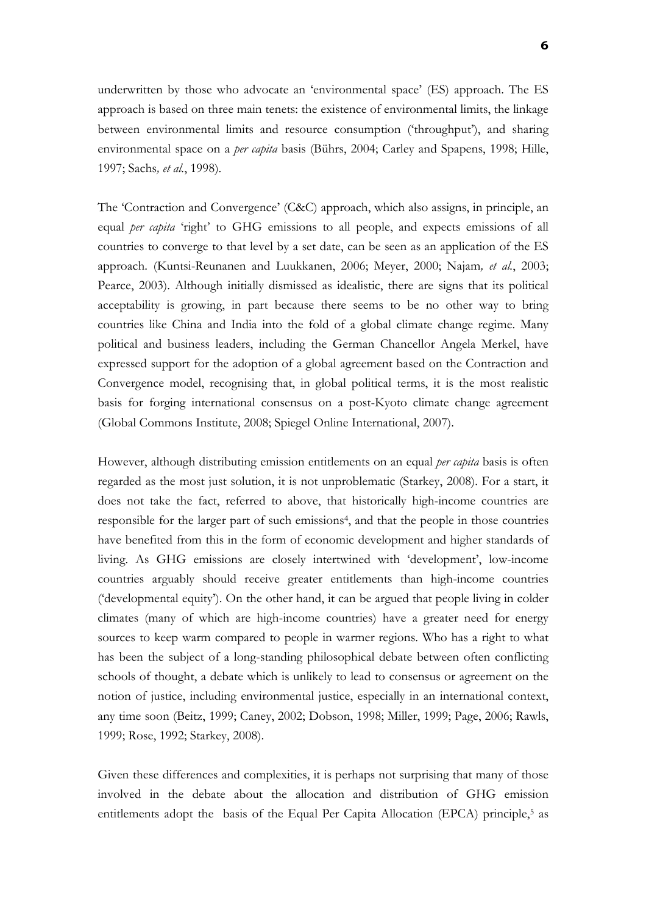underwritten by those who advocate an 'environmental space' (ES) approach. The ES approach is based on three main tenets: the existence of environmental limits, the linkage between environmental limits and resource consumption ('throughput'), and sharing environmental space on a *per capita* basis (Bührs, 2004; Carley and Spapens, 1998; Hille, 1997; Sachs*, et al.*, 1998).

The 'Contraction and Convergence' (C&C) approach, which also assigns, in principle, an equal *per capita* 'right' to GHG emissions to all people, and expects emissions of all countries to converge to that level by a set date, can be seen as an application of the ES approach. (Kuntsi-Reunanen and Luukkanen, 2006; Meyer, 2000; Najam*, et al.*, 2003; Pearce, 2003). Although initially dismissed as idealistic, there are signs that its political acceptability is growing, in part because there seems to be no other way to bring countries like China and India into the fold of a global climate change regime. Many political and business leaders, including the German Chancellor Angela Merkel, have expressed support for the adoption of a global agreement based on the Contraction and Convergence model, recognising that, in global political terms, it is the most realistic basis for forging international consensus on a post-Kyoto climate change agreement (Global Commons Institute, 2008; Spiegel Online International, 2007).

However, although distributing emission entitlements on an equal *per capita* basis is often regarded as the most just solution, it is not unproblematic (Starkey, 2008). For a start, it does not take the fact, referred to above, that historically high-income countries are responsible for the larger part of such emissions[4], and that the people in those countries have benefited from this in the form of economic development and higher standards of living. As GHG emissions are closely intertwined with 'development', low-income countries arguably should receive greater entitlements than high-income countries ('developmental equity'). On the other hand, it can be argued that people living in colder climates (many of which are high-income countries) have a greater need for energy sources to keep warm compared to people in warmer regions. Who has a right to what has been the subject of a long-standing philosophical debate between often conflicting schools of thought, a debate which is unlikely to lead to consensus or agreement on the notion of justice, including environmental justice, especially in an international context, any time soon (Beitz, 1999; Caney, 2002; Dobson, 1998; Miller, 1999; Page, 2006; Rawls, 1999; Rose, 1992; Starkey, 2008).

Given these differences and complexities, it is perhaps not surprising that many of those involved in the debate about the allocation and distribution of GHG emission entitlements adopt the basis of the Equal Per Capita Allocation (EPCA) principle,[5] as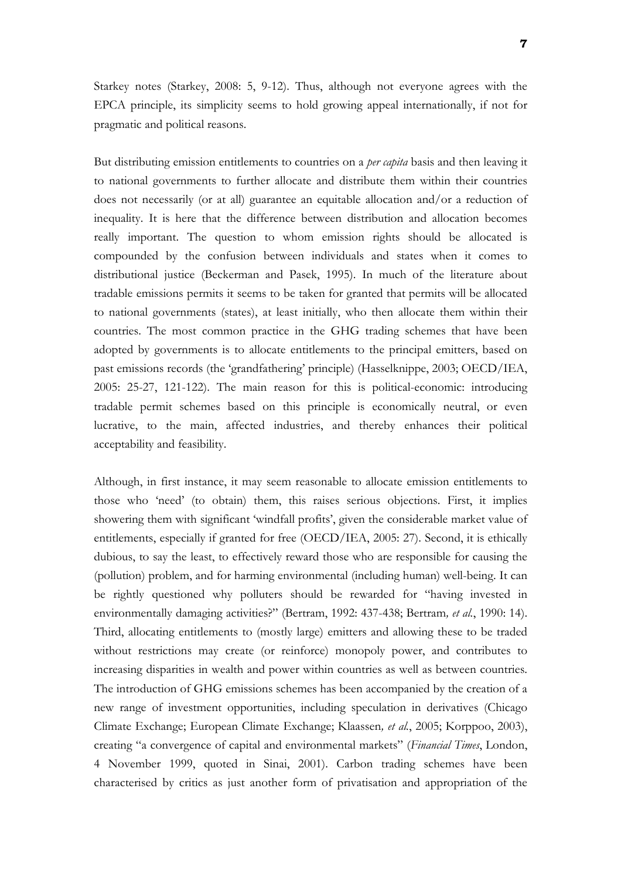Starkey notes (Starkey, 2008: 5, 9-12). Thus, although not everyone agrees with the EPCA principle, its simplicity seems to hold growing appeal internationally, if not for pragmatic and political reasons.

But distributing emission entitlements to countries on a *per capita* basis and then leaving it to national governments to further allocate and distribute them within their countries does not necessarily (or at all) guarantee an equitable allocation and/or a reduction of inequality. It is here that the difference between distribution and allocation becomes really important. The question to whom emission rights should be allocated is compounded by the confusion between individuals and states when it comes to distributional justice (Beckerman and Pasek, 1995). In much of the literature about tradable emissions permits it seems to be taken for granted that permits will be allocated to national governments (states), at least initially, who then allocate them within their countries. The most common practice in the GHG trading schemes that have been adopted by governments is to allocate entitlements to the principal emitters, based on past emissions records (the 'grandfathering' principle) (Hasselknippe, 2003; OECD/IEA, 2005: 25-27, 121-122). The main reason for this is political-economic: introducing tradable permit schemes based on this principle is economically neutral, or even lucrative, to the main, affected industries, and thereby enhances their political acceptability and feasibility.

Although, in first instance, it may seem reasonable to allocate emission entitlements to those who 'need' (to obtain) them, this raises serious objections. First, it implies showering them with significant 'windfall profits', given the considerable market value of entitlements, especially if granted for free (OECD/IEA, 2005: 27). Second, it is ethically dubious, to say the least, to effectively reward those who are responsible for causing the (pollution) problem, and for harming environmental (including human) well-being. It can be rightly questioned why polluters should be rewarded for "having invested in environmentally damaging activities?" (Bertram, 1992: 437-438; Bertram*, et al.*, 1990: 14). Third, allocating entitlements to (mostly large) emitters and allowing these to be traded without restrictions may create (or reinforce) monopoly power, and contributes to increasing disparities in wealth and power within countries as well as between countries. The introduction of GHG emissions schemes has been accompanied by the creation of a new range of investment opportunities, including speculation in derivatives (Chicago Climate Exchange; European Climate Exchange; Klaassen*, et al.*, 2005; Korppoo, 2003), creating "a convergence of capital and environmental markets" (*Financial Times*, London, 4 November 1999, quoted in Sinai, 2001). Carbon trading schemes have been characterised by critics as just another form of privatisation and appropriation of the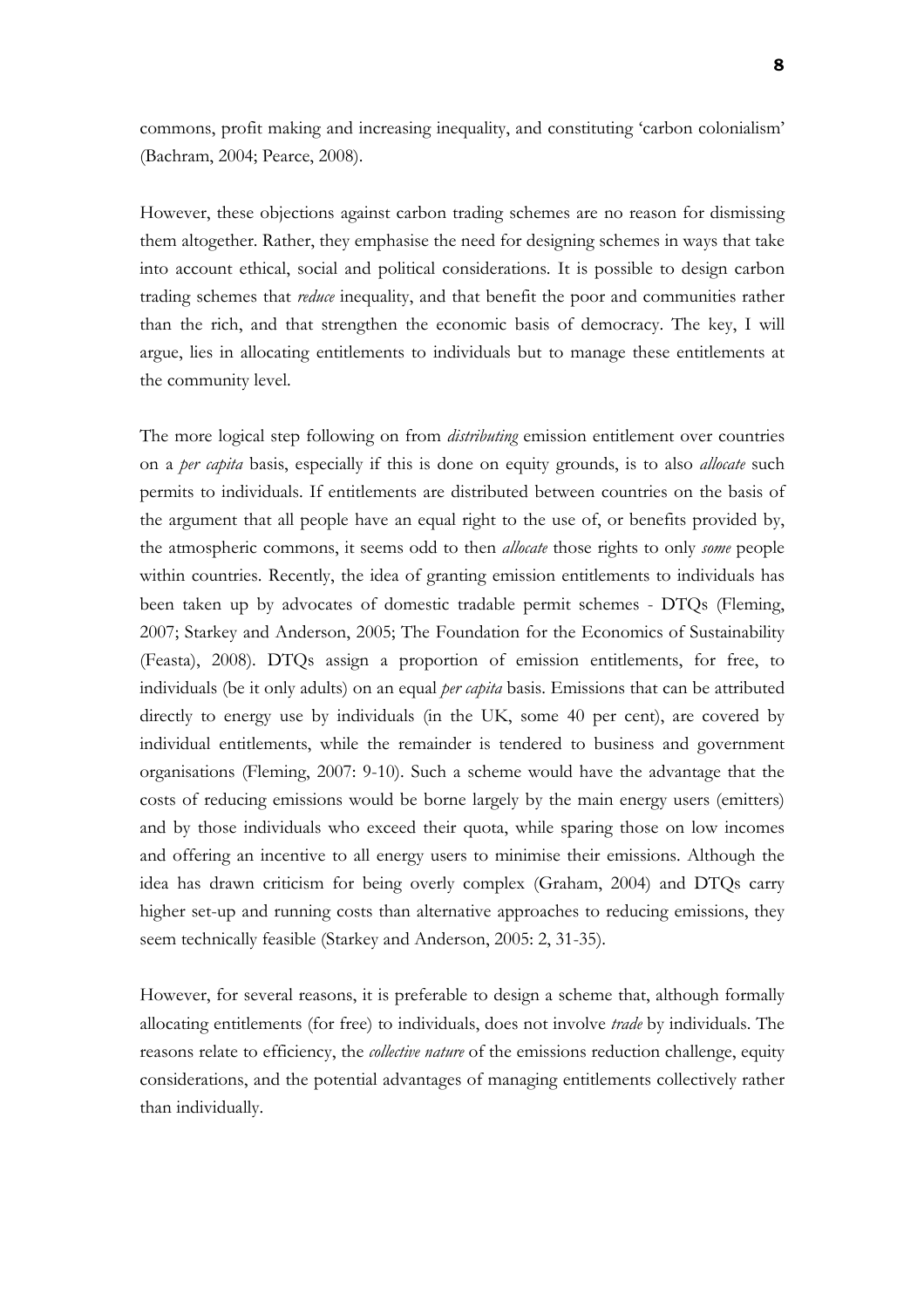commons, profit making and increasing inequality, and constituting 'carbon colonialism' (Bachram, 2004; Pearce, 2008).

However, these objections against carbon trading schemes are no reason for dismissing them altogether. Rather, they emphasise the need for designing schemes in ways that take into account ethical, social and political considerations. It is possible to design carbon trading schemes that *reduce* inequality, and that benefit the poor and communities rather than the rich, and that strengthen the economic basis of democracy. The key, I will argue, lies in allocating entitlements to individuals but to manage these entitlements at the community level.

The more logical step following on from *distributing* emission entitlement over countries on a *per capita* basis, especially if this is done on equity grounds, is to also *allocate* such permits to individuals. If entitlements are distributed between countries on the basis of the argument that all people have an equal right to the use of, or benefits provided by, the atmospheric commons, it seems odd to then *allocate* those rights to only *some* people within countries. Recently, the idea of granting emission entitlements to individuals has been taken up by advocates of domestic tradable permit schemes - DTQs (Fleming, 2007; Starkey and Anderson, 2005; The Foundation for the Economics of Sustainability (Feasta), 2008). DTQs assign a proportion of emission entitlements, for free, to individuals (be it only adults) on an equal *per capita* basis. Emissions that can be attributed directly to energy use by individuals (in the UK, some 40 per cent), are covered by individual entitlements, while the remainder is tendered to business and government organisations (Fleming, 2007: 9-10). Such a scheme would have the advantage that the costs of reducing emissions would be borne largely by the main energy users (emitters) and by those individuals who exceed their quota, while sparing those on low incomes and offering an incentive to all energy users to minimise their emissions. Although the idea has drawn criticism for being overly complex (Graham, 2004) and DTQs carry higher set-up and running costs than alternative approaches to reducing emissions, they seem technically feasible (Starkey and Anderson, 2005: 2, 31-35).

However, for several reasons, it is preferable to design a scheme that, although formally allocating entitlements (for free) to individuals, does not involve *trade* by individuals. The reasons relate to efficiency, the *collective nature* of the emissions reduction challenge, equity considerations, and the potential advantages of managing entitlements collectively rather than individually.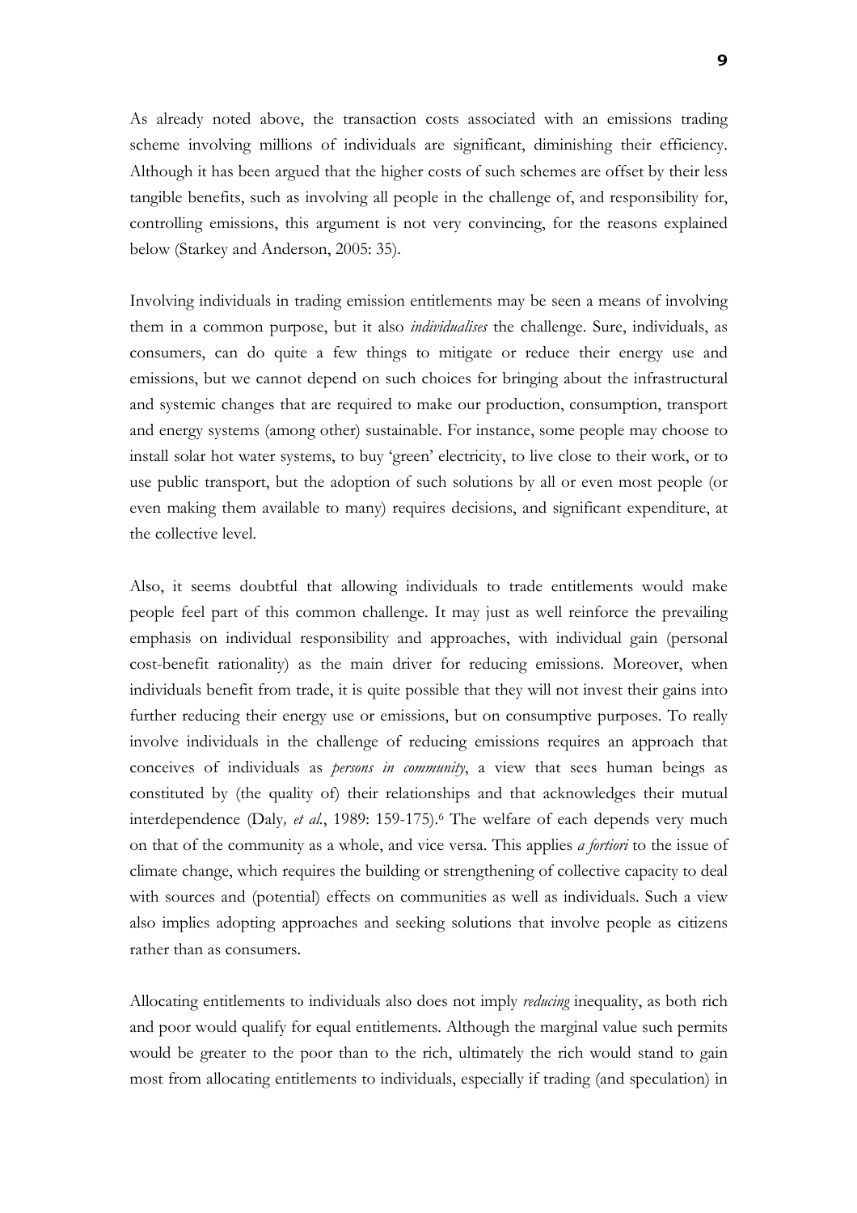As already noted above, the transaction costs associated with an emissions trading scheme involving millions of individuals are significant, diminishing their efficiency. Although it has been argued that the higher costs of such schemes are offset by their less tangible benefits, such as involving all people in the challenge of, and responsibility for, controlling emissions, this argument is not very convincing, for the reasons explained below (Starkey and Anderson, 2005: 35).

Involving individuals in trading emission entitlements may be seen a means of involving them in a common purpose, but it also *individualises* the challenge. Sure, individuals, as consumers, can do quite a few things to mitigate or reduce their energy use and emissions, but we cannot depend on such choices for bringing about the infrastructural and systemic changes that are required to make our production, consumption, transport and energy systems (among other) sustainable. For instance, some people may choose to install solar hot water systems, to buy 'green' electricity, to live close to their work, or to use public transport, but the adoption of such solutions by all or even most people (or even making them available to many) requires decisions, and significant expenditure, at the collective level.

Also, it seems doubtful that allowing individuals to trade entitlements would make people feel part of this common challenge. It may just as well reinforce the prevailing emphasis on individual responsibility and approaches, with individual gain (personal cost-benefit rationality) as the main driver for reducing emissions. Moreover, when individuals benefit from trade, it is quite possible that they will not invest their gains into further reducing their energy use or emissions, but on consumptive purposes. To really involve individuals in the challenge of reducing emissions requires an approach that conceives of individuals as *persons in community*, a view that sees human beings as constituted by (the quality of) their relationships and that acknowledges their mutual interdependence (Daly*, et al.*, 1989: 159-175).[6] The welfare of each depends very much on that of the community as a whole, and vice versa. This applies *a fortiori* to the issue of climate change, which requires the building or strengthening of collective capacity to deal with sources and (potential) effects on communities as well as individuals. Such a view also implies adopting approaches and seeking solutions that involve people as citizens rather than as consumers.

Allocating entitlements to individuals also does not imply *reducing* inequality, as both rich and poor would qualify for equal entitlements. Although the marginal value such permits would be greater to the poor than to the rich, ultimately the rich would stand to gain most from allocating entitlements to individuals, especially if trading (and speculation) in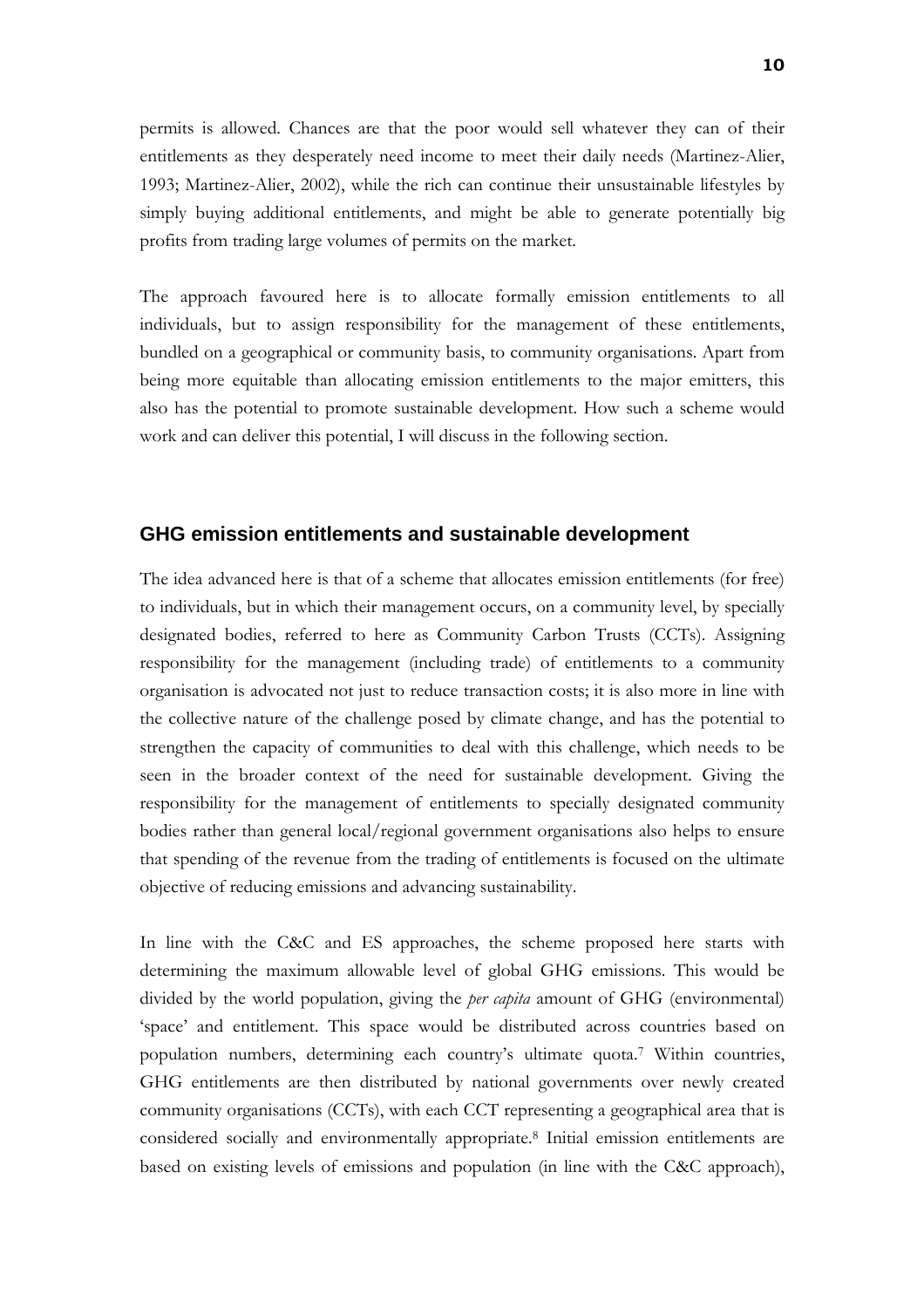permits is allowed. Chances are that the poor would sell whatever they can of their entitlements as they desperately need income to meet their daily needs (Martinez-Alier, 1993; Martinez-Alier, 2002), while the rich can continue their unsustainable lifestyles by simply buying additional entitlements, and might be able to generate potentially big profits from trading large volumes of permits on the market.

The approach favoured here is to allocate formally emission entitlements to all individuals, but to assign responsibility for the management of these entitlements, bundled on a geographical or community basis, to community organisations. Apart from being more equitable than allocating emission entitlements to the major emitters, this also has the potential to promote sustainable development. How such a scheme would work and can deliver this potential, I will discuss in the following section.

## GHG emission entitlements and sustainable development

The idea advanced here is that of a scheme that allocates emission entitlements (for free) to individuals, but in which their management occurs, on a community level, by specially designated bodies, referred to here as Community Carbon Trusts (CCTs). Assigning responsibility for the management (including trade) of entitlements to a community organisation is advocated not just to reduce transaction costs; it is also more in line with the collective nature of the challenge posed by climate change, and has the potential to strengthen the capacity of communities to deal with this challenge, which needs to be seen in the broader context of the need for sustainable development. Giving the responsibility for the management of entitlements to specially designated community bodies rather than general local/regional government organisations also helps to ensure that spending of the revenue from the trading of entitlements is focused on the ultimate objective of reducing emissions and advancing sustainability.

In line with the C&C and ES approaches, the scheme proposed here starts with determining the maximum allowable level of global GHG emissions. This would be divided by the world population, giving the *per capita* amount of GHG (environmental) 'space' and entitlement. This space would be distributed across countries based on population numbers, determining each country's ultimate quota.[7] Within countries, GHG entitlements are then distributed by national governments over newly created community organisations (CCTs), with each CCT representing a geographical area that is considered socially and environmentally appropriate.[8] Initial emission entitlements are based on existing levels of emissions and population (in line with the C&C approach),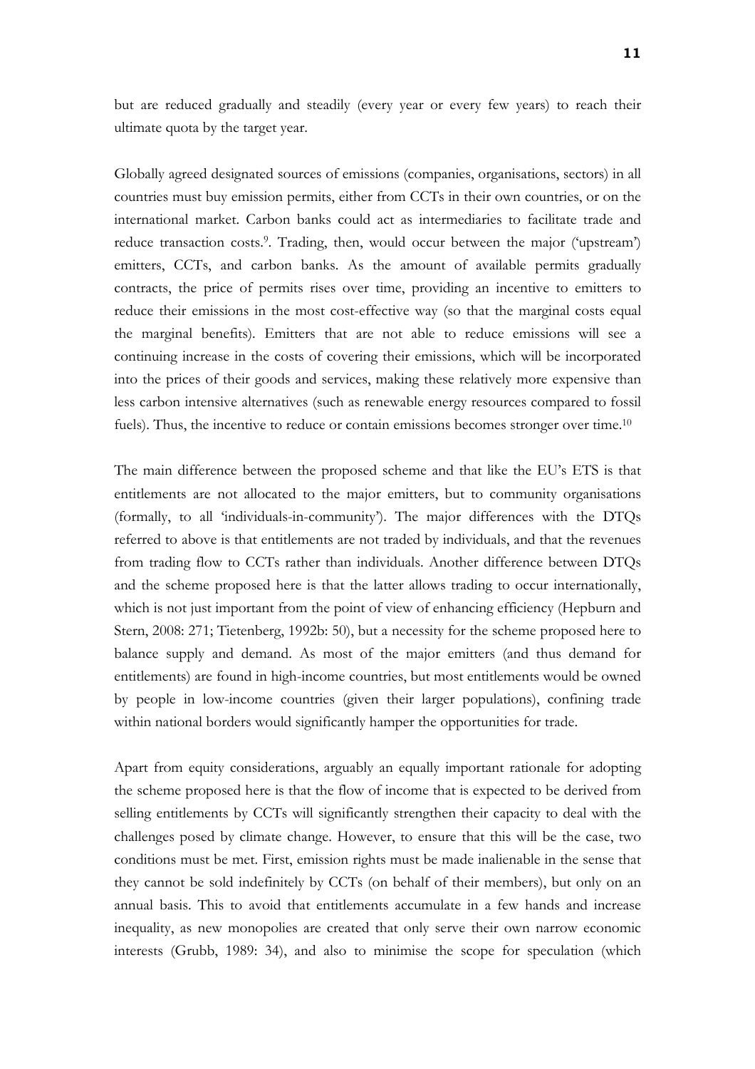but are reduced gradually and steadily (every year or every few years) to reach their ultimate quota by the target year.

Globally agreed designated sources of emissions (companies, organisations, sectors) in all countries must buy emission permits, either from CCTs in their own countries, or on the international market. Carbon banks could act as intermediaries to facilitate trade and reduce transaction costs.[9]. Trading, then, would occur between the major ('upstream') emitters, CCTs, and carbon banks. As the amount of available permits gradually contracts, the price of permits rises over time, providing an incentive to emitters to reduce their emissions in the most cost-effective way (so that the marginal costs equal the marginal benefits). Emitters that are not able to reduce emissions will see a continuing increase in the costs of covering their emissions, which will be incorporated into the prices of their goods and services, making these relatively more expensive than less carbon intensive alternatives (such as renewable energy resources compared to fossil fuels). Thus, the incentive to reduce or contain emissions becomes stronger over time.[10]

The main difference between the proposed scheme and that like the EU's ETS is that entitlements are not allocated to the major emitters, but to community organisations (formally, to all 'individuals-in-community'). The major differences with the DTQs referred to above is that entitlements are not traded by individuals, and that the revenues from trading flow to CCTs rather than individuals. Another difference between DTQs and the scheme proposed here is that the latter allows trading to occur internationally, which is not just important from the point of view of enhancing efficiency (Hepburn and Stern, 2008: 271; Tietenberg, 1992b: 50), but a necessity for the scheme proposed here to balance supply and demand. As most of the major emitters (and thus demand for entitlements) are found in high-income countries, but most entitlements would be owned by people in low-income countries (given their larger populations), confining trade within national borders would significantly hamper the opportunities for trade.

Apart from equity considerations, arguably an equally important rationale for adopting the scheme proposed here is that the flow of income that is expected to be derived from selling entitlements by CCTs will significantly strengthen their capacity to deal with the challenges posed by climate change. However, to ensure that this will be the case, two conditions must be met. First, emission rights must be made inalienable in the sense that they cannot be sold indefinitely by CCTs (on behalf of their members), but only on an annual basis. This to avoid that entitlements accumulate in a few hands and increase inequality, as new monopolies are created that only serve their own narrow economic interests (Grubb, 1989: 34), and also to minimise the scope for speculation (which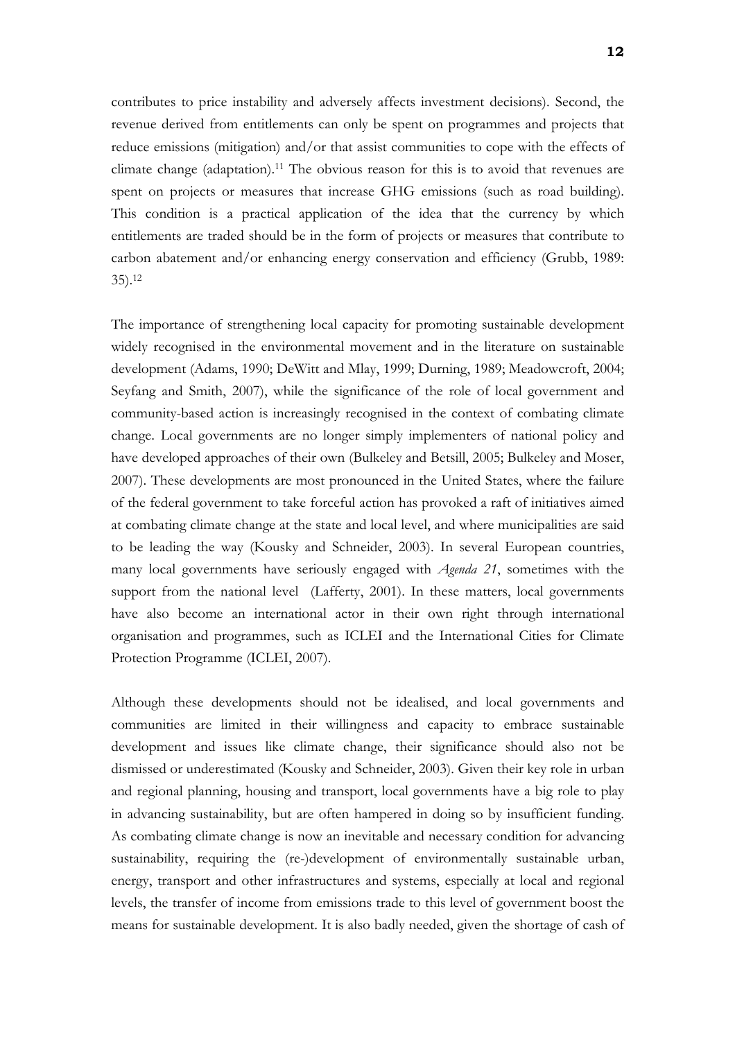contributes to price instability and adversely affects investment decisions). Second, the revenue derived from entitlements can only be spent on programmes and projects that reduce emissions (mitigation) and/or that assist communities to cope with the effects of climate change (adaptation).[11] The obvious reason for this is to avoid that revenues are spent on projects or measures that increase GHG emissions (such as road building). This condition is a practical application of the idea that the currency by which entitlements are traded should be in the form of projects or measures that contribute to carbon abatement and/or enhancing energy conservation and efficiency (Grubb, 1989: 35).[12]

The importance of strengthening local capacity for promoting sustainable development widely recognised in the environmental movement and in the literature on sustainable development (Adams, 1990; DeWitt and Mlay, 1999; Durning, 1989; Meadowcroft, 2004; Seyfang and Smith, 2007), while the significance of the role of local government and community-based action is increasingly recognised in the context of combating climate change. Local governments are no longer simply implementers of national policy and have developed approaches of their own (Bulkeley and Betsill, 2005; Bulkeley and Moser, 2007). These developments are most pronounced in the United States, where the failure of the federal government to take forceful action has provoked a raft of initiatives aimed at combating climate change at the state and local level, and where municipalities are said to be leading the way (Kousky and Schneider, 2003). In several European countries, many local governments have seriously engaged with *Agenda 21*, sometimes with the support from the national level (Lafferty, 2001). In these matters, local governments have also become an international actor in their own right through international organisation and programmes, such as ICLEI and the International Cities for Climate Protection Programme (ICLEI, 2007).

Although these developments should not be idealised, and local governments and communities are limited in their willingness and capacity to embrace sustainable development and issues like climate change, their significance should also not be dismissed or underestimated (Kousky and Schneider, 2003). Given their key role in urban and regional planning, housing and transport, local governments have a big role to play in advancing sustainability, but are often hampered in doing so by insufficient funding. As combating climate change is now an inevitable and necessary condition for advancing sustainability, requiring the (re-)development of environmentally sustainable urban, energy, transport and other infrastructures and systems, especially at local and regional levels, the transfer of income from emissions trade to this level of government boost the means for sustainable development. It is also badly needed, given the shortage of cash of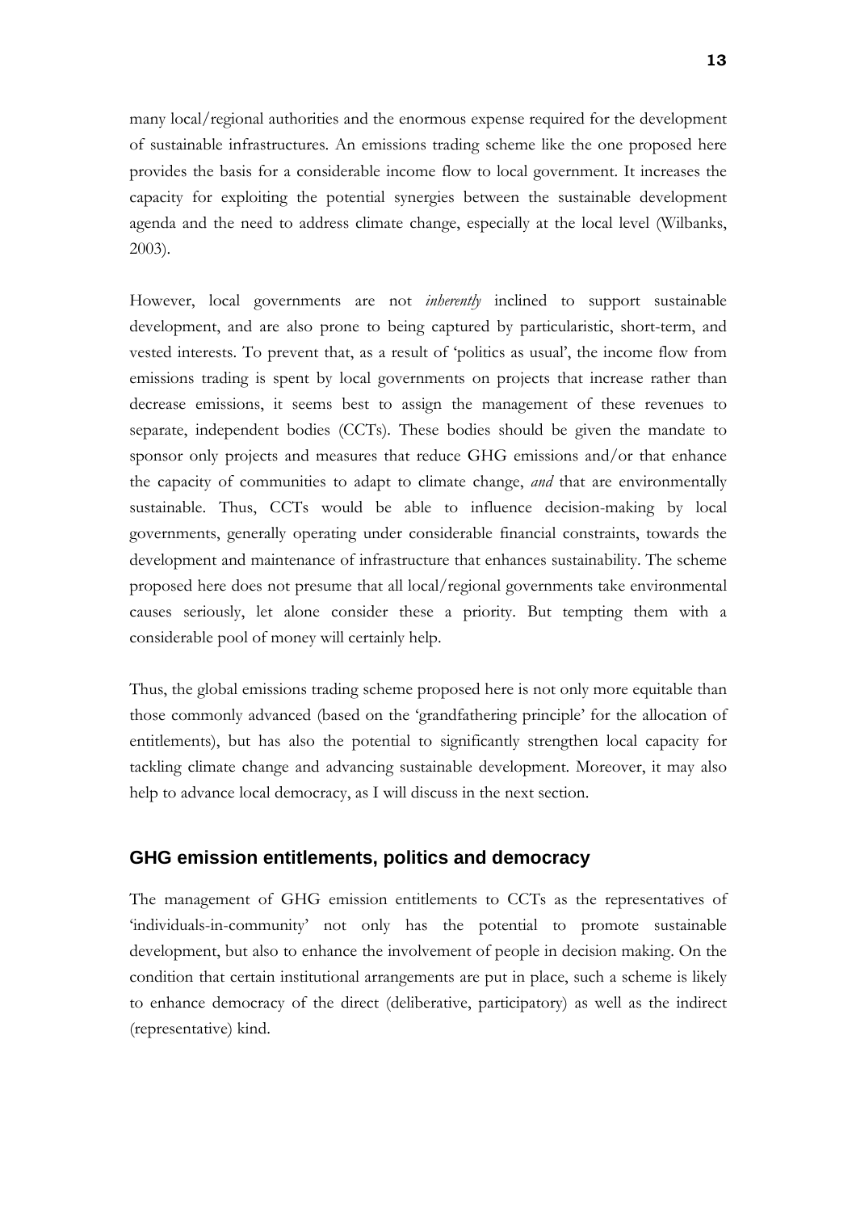many local/regional authorities and the enormous expense required for the development of sustainable infrastructures. An emissions trading scheme like the one proposed here provides the basis for a considerable income flow to local government. It increases the capacity for exploiting the potential synergies between the sustainable development agenda and the need to address climate change, especially at the local level (Wilbanks, 2003).

However, local governments are not *inherently* inclined to support sustainable development, and are also prone to being captured by particularistic, short-term, and vested interests. To prevent that, as a result of 'politics as usual', the income flow from emissions trading is spent by local governments on projects that increase rather than decrease emissions, it seems best to assign the management of these revenues to separate, independent bodies (CCTs). These bodies should be given the mandate to sponsor only projects and measures that reduce GHG emissions and/or that enhance the capacity of communities to adapt to climate change, *and* that are environmentally sustainable. Thus, CCTs would be able to influence decision-making by local governments, generally operating under considerable financial constraints, towards the development and maintenance of infrastructure that enhances sustainability. The scheme proposed here does not presume that all local/regional governments take environmental causes seriously, let alone consider these a priority. But tempting them with a considerable pool of money will certainly help.

Thus, the global emissions trading scheme proposed here is not only more equitable than those commonly advanced (based on the 'grandfathering principle' for the allocation of entitlements), but has also the potential to significantly strengthen local capacity for tackling climate change and advancing sustainable development. Moreover, it may also help to advance local democracy, as I will discuss in the next section.

## GHG emission entitlements, politics and democracy

The management of GHG emission entitlements to CCTs as the representatives of 'individuals-in-community' not only has the potential to promote sustainable development, but also to enhance the involvement of people in decision making. On the condition that certain institutional arrangements are put in place, such a scheme is likely to enhance democracy of the direct (deliberative, participatory) as well as the indirect (representative) kind.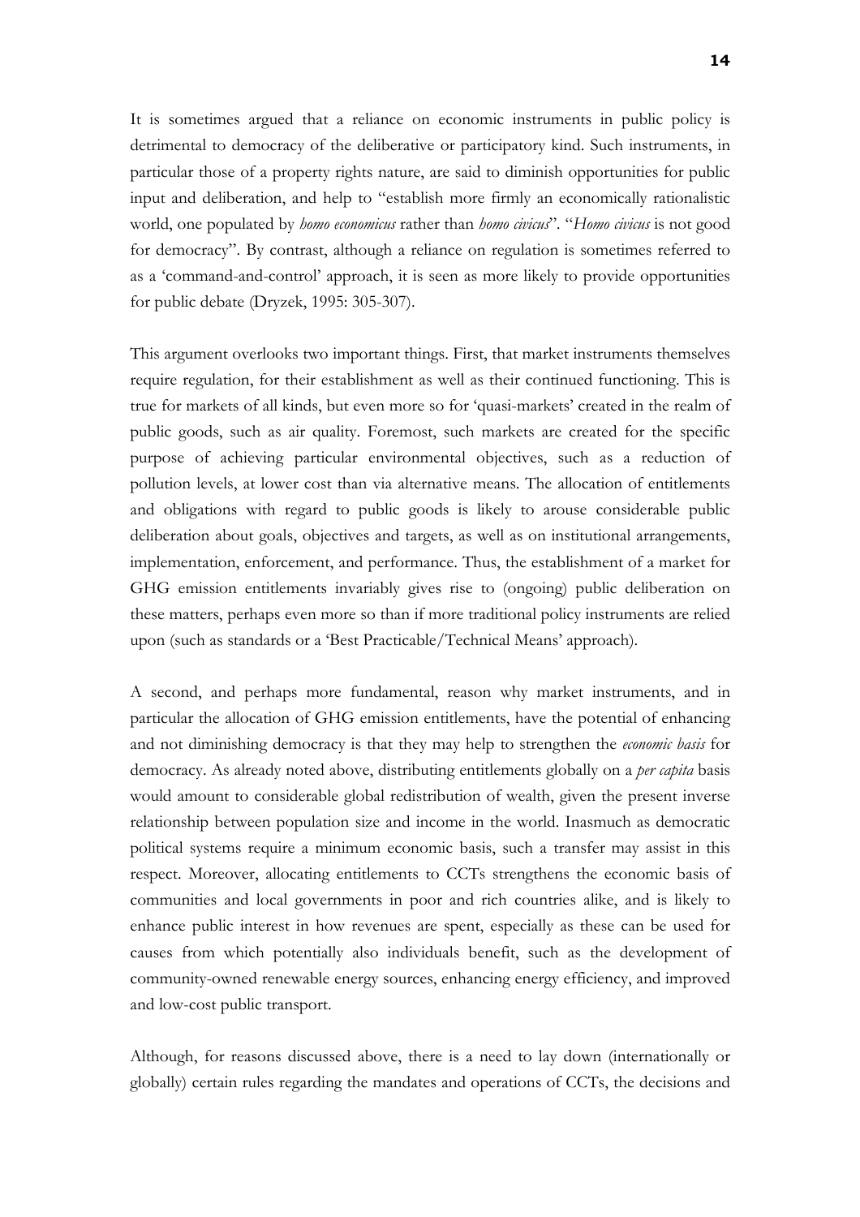It is sometimes argued that a reliance on economic instruments in public policy is detrimental to democracy of the deliberative or participatory kind. Such instruments, in particular those of a property rights nature, are said to diminish opportunities for public input and deliberation, and help to "establish more firmly an economically rationalistic world, one populated by *homo economicus* rather than *homo civicus*". "*Homo civicus* is not good for democracy". By contrast, although a reliance on regulation is sometimes referred to as a 'command-and-control' approach, it is seen as more likely to provide opportunities for public debate (Dryzek, 1995: 305-307).

This argument overlooks two important things. First, that market instruments themselves require regulation, for their establishment as well as their continued functioning. This is true for markets of all kinds, but even more so for 'quasi-markets' created in the realm of public goods, such as air quality. Foremost, such markets are created for the specific purpose of achieving particular environmental objectives, such as a reduction of pollution levels, at lower cost than via alternative means. The allocation of entitlements and obligations with regard to public goods is likely to arouse considerable public deliberation about goals, objectives and targets, as well as on institutional arrangements, implementation, enforcement, and performance. Thus, the establishment of a market for GHG emission entitlements invariably gives rise to (ongoing) public deliberation on these matters, perhaps even more so than if more traditional policy instruments are relied upon (such as standards or a 'Best Practicable/Technical Means' approach).

A second, and perhaps more fundamental, reason why market instruments, and in particular the allocation of GHG emission entitlements, have the potential of enhancing and not diminishing democracy is that they may help to strengthen the *economic basis* for democracy. As already noted above, distributing entitlements globally on a *per capita* basis would amount to considerable global redistribution of wealth, given the present inverse relationship between population size and income in the world. Inasmuch as democratic political systems require a minimum economic basis, such a transfer may assist in this respect. Moreover, allocating entitlements to CCTs strengthens the economic basis of communities and local governments in poor and rich countries alike, and is likely to enhance public interest in how revenues are spent, especially as these can be used for causes from which potentially also individuals benefit, such as the development of community-owned renewable energy sources, enhancing energy efficiency, and improved and low-cost public transport.

Although, for reasons discussed above, there is a need to lay down (internationally or globally) certain rules regarding the mandates and operations of CCTs, the decisions and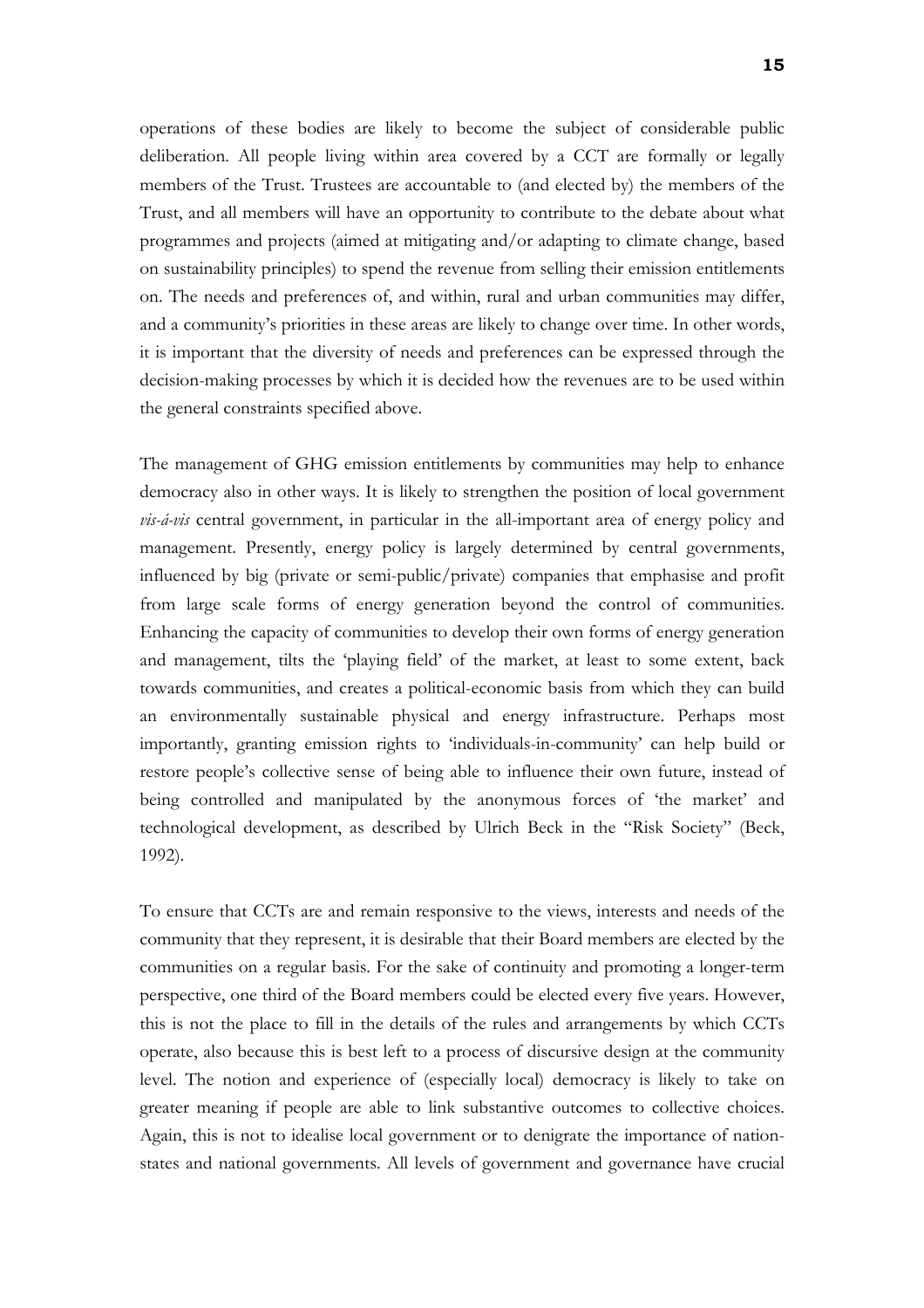operations of these bodies are likely to become the subject of considerable public deliberation. All people living within area covered by a CCT are formally or legally members of the Trust. Trustees are accountable to (and elected by) the members of the Trust, and all members will have an opportunity to contribute to the debate about what programmes and projects (aimed at mitigating and/or adapting to climate change, based on sustainability principles) to spend the revenue from selling their emission entitlements on. The needs and preferences of, and within, rural and urban communities may differ, and a community's priorities in these areas are likely to change over time. In other words, it is important that the diversity of needs and preferences can be expressed through the decision-making processes by which it is decided how the revenues are to be used within the general constraints specified above.

The management of GHG emission entitlements by communities may help to enhance democracy also in other ways. It is likely to strengthen the position of local government *vis-á-vis* central government, in particular in the all-important area of energy policy and management. Presently, energy policy is largely determined by central governments, influenced by big (private or semi-public/private) companies that emphasise and profit from large scale forms of energy generation beyond the control of communities. Enhancing the capacity of communities to develop their own forms of energy generation and management, tilts the 'playing field' of the market, at least to some extent, back towards communities, and creates a political-economic basis from which they can build an environmentally sustainable physical and energy infrastructure. Perhaps most importantly, granting emission rights to 'individuals-in-community' can help build or restore people's collective sense of being able to influence their own future, instead of being controlled and manipulated by the anonymous forces of 'the market' and technological development, as described by Ulrich Beck in the "Risk Society" (Beck, 1992).

To ensure that CCTs are and remain responsive to the views, interests and needs of the community that they represent, it is desirable that their Board members are elected by the communities on a regular basis. For the sake of continuity and promoting a longer-term perspective, one third of the Board members could be elected every five years. However, this is not the place to fill in the details of the rules and arrangements by which CCTs operate, also because this is best left to a process of discursive design at the community level. The notion and experience of (especially local) democracy is likely to take on greater meaning if people are able to link substantive outcomes to collective choices. Again, this is not to idealise local government or to denigrate the importance of nation-states and national governments. All levels of government and governance have crucial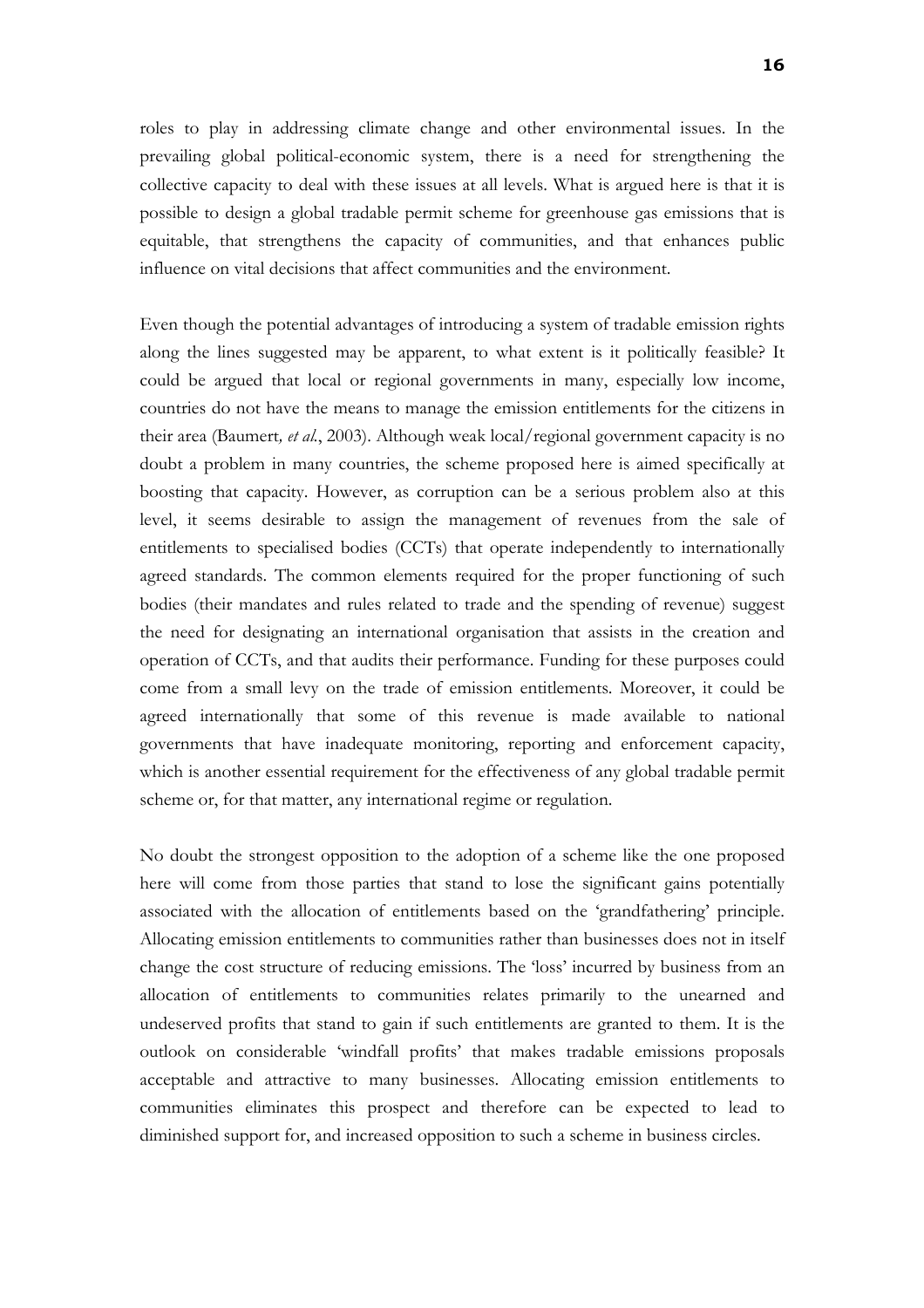roles to play in addressing climate change and other environmental issues. In the prevailing global political-economic system, there is a need for strengthening the collective capacity to deal with these issues at all levels. What is argued here is that it is possible to design a global tradable permit scheme for greenhouse gas emissions that is equitable, that strengthens the capacity of communities, and that enhances public influence on vital decisions that affect communities and the environment.

Even though the potential advantages of introducing a system of tradable emission rights along the lines suggested may be apparent, to what extent is it politically feasible? It could be argued that local or regional governments in many, especially low income, countries do not have the means to manage the emission entitlements for the citizens in their area (Baumert*, et al.*, 2003). Although weak local/regional government capacity is no doubt a problem in many countries, the scheme proposed here is aimed specifically at boosting that capacity. However, as corruption can be a serious problem also at this level, it seems desirable to assign the management of revenues from the sale of entitlements to specialised bodies (CCTs) that operate independently to internationally agreed standards. The common elements required for the proper functioning of such bodies (their mandates and rules related to trade and the spending of revenue) suggest the need for designating an international organisation that assists in the creation and operation of CCTs, and that audits their performance. Funding for these purposes could come from a small levy on the trade of emission entitlements. Moreover, it could be agreed internationally that some of this revenue is made available to national governments that have inadequate monitoring, reporting and enforcement capacity, which is another essential requirement for the effectiveness of any global tradable permit scheme or, for that matter, any international regime or regulation.

No doubt the strongest opposition to the adoption of a scheme like the one proposed here will come from those parties that stand to lose the significant gains potentially associated with the allocation of entitlements based on the 'grandfathering' principle. Allocating emission entitlements to communities rather than businesses does not in itself change the cost structure of reducing emissions. The 'loss' incurred by business from an allocation of entitlements to communities relates primarily to the unearned and undeserved profits that stand to gain if such entitlements are granted to them. It is the outlook on considerable 'windfall profits' that makes tradable emissions proposals acceptable and attractive to many businesses. Allocating emission entitlements to communities eliminates this prospect and therefore can be expected to lead to diminished support for, and increased opposition to such a scheme in business circles.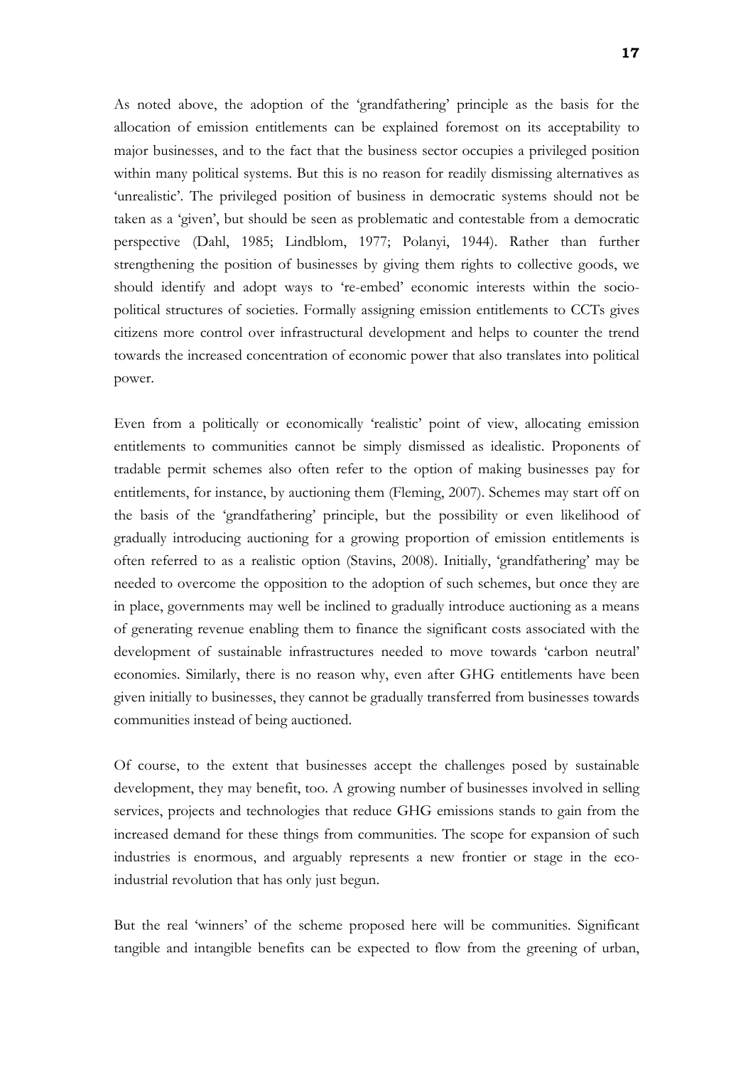As noted above, the adoption of the 'grandfathering' principle as the basis for the allocation of emission entitlements can be explained foremost on its acceptability to major businesses, and to the fact that the business sector occupies a privileged position within many political systems. But this is no reason for readily dismissing alternatives as 'unrealistic'. The privileged position of business in democratic systems should not be taken as a 'given', but should be seen as problematic and contestable from a democratic perspective (Dahl, 1985; Lindblom, 1977; Polanyi, 1944). Rather than further strengthening the position of businesses by giving them rights to collective goods, we should identify and adopt ways to 're-embed' economic interests within the socio-political structures of societies. Formally assigning emission entitlements to CCTs gives citizens more control over infrastructural development and helps to counter the trend towards the increased concentration of economic power that also translates into political power.

Even from a politically or economically 'realistic' point of view, allocating emission entitlements to communities cannot be simply dismissed as idealistic. Proponents of tradable permit schemes also often refer to the option of making businesses pay for entitlements, for instance, by auctioning them (Fleming, 2007). Schemes may start off on the basis of the 'grandfathering' principle, but the possibility or even likelihood of gradually introducing auctioning for a growing proportion of emission entitlements is often referred to as a realistic option (Stavins, 2008). Initially, 'grandfathering' may be needed to overcome the opposition to the adoption of such schemes, but once they are in place, governments may well be inclined to gradually introduce auctioning as a means of generating revenue enabling them to finance the significant costs associated with the development of sustainable infrastructures needed to move towards 'carbon neutral' economies. Similarly, there is no reason why, even after GHG entitlements have been given initially to businesses, they cannot be gradually transferred from businesses towards communities instead of being auctioned.

Of course, to the extent that businesses accept the challenges posed by sustainable development, they may benefit, too. A growing number of businesses involved in selling services, projects and technologies that reduce GHG emissions stands to gain from the increased demand for these things from communities. The scope for expansion of such industries is enormous, and arguably represents a new frontier or stage in the eco-industrial revolution that has only just begun.

But the real 'winners' of the scheme proposed here will be communities. Significant tangible and intangible benefits can be expected to flow from the greening of urban,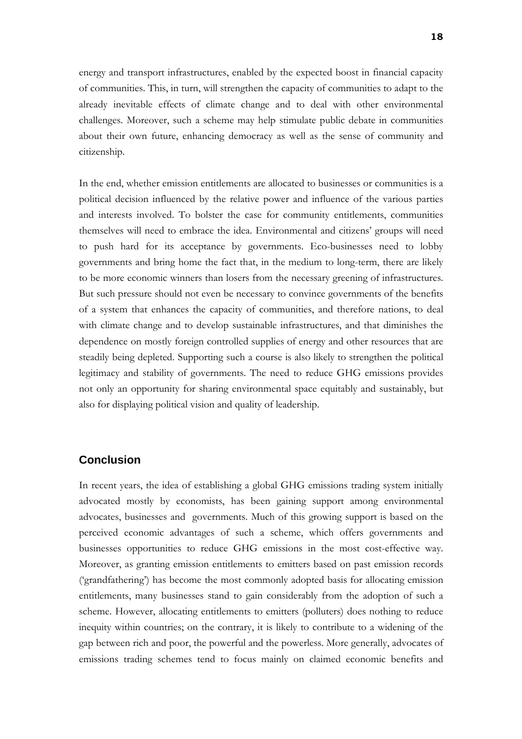energy and transport infrastructures, enabled by the expected boost in financial capacity of communities. This, in turn, will strengthen the capacity of communities to adapt to the already inevitable effects of climate change and to deal with other environmental challenges. Moreover, such a scheme may help stimulate public debate in communities about their own future, enhancing democracy as well as the sense of community and citizenship.

In the end, whether emission entitlements are allocated to businesses or communities is a political decision influenced by the relative power and influence of the various parties and interests involved. To bolster the case for community entitlements, communities themselves will need to embrace the idea. Environmental and citizens' groups will need to push hard for its acceptance by governments. Eco-businesses need to lobby governments and bring home the fact that, in the medium to long-term, there are likely to be more economic winners than losers from the necessary greening of infrastructures. But such pressure should not even be necessary to convince governments of the benefits of a system that enhances the capacity of communities, and therefore nations, to deal with climate change and to develop sustainable infrastructures, and that diminishes the dependence on mostly foreign controlled supplies of energy and other resources that are steadily being depleted. Supporting such a course is also likely to strengthen the political legitimacy and stability of governments. The need to reduce GHG emissions provides not only an opportunity for sharing environmental space equitably and sustainably, but also for displaying political vision and quality of leadership.

## Conclusion

In recent years, the idea of establishing a global GHG emissions trading system initially advocated mostly by economists, has been gaining support among environmental advocates, businesses and governments. Much of this growing support is based on the perceived economic advantages of such a scheme, which offers governments and businesses opportunities to reduce GHG emissions in the most cost-effective way. Moreover, as granting emission entitlements to emitters based on past emission records ('grandfathering') has become the most commonly adopted basis for allocating emission entitlements, many businesses stand to gain considerably from the adoption of such a scheme. However, allocating entitlements to emitters (polluters) does nothing to reduce inequity within countries; on the contrary, it is likely to contribute to a widening of the gap between rich and poor, the powerful and the powerless. More generally, advocates of emissions trading schemes tend to focus mainly on claimed economic benefits and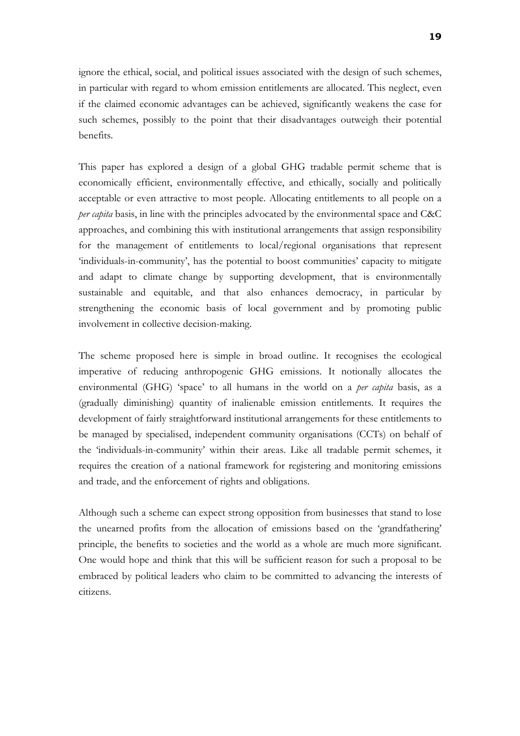ignore the ethical, social, and political issues associated with the design of such schemes, in particular with regard to whom emission entitlements are allocated. This neglect, even if the claimed economic advantages can be achieved, significantly weakens the case for such schemes, possibly to the point that their disadvantages outweigh their potential benefits.

This paper has explored a design of a global GHG tradable permit scheme that is economically efficient, environmentally effective, and ethically, socially and politically acceptable or even attractive to most people. Allocating entitlements to all people on a *per capita* basis, in line with the principles advocated by the environmental space and C&C approaches, and combining this with institutional arrangements that assign responsibility for the management of entitlements to local/regional organisations that represent 'individuals-in-community', has the potential to boost communities' capacity to mitigate and adapt to climate change by supporting development, that is environmentally sustainable and equitable, and that also enhances democracy, in particular by strengthening the economic basis of local government and by promoting public involvement in collective decision-making.

The scheme proposed here is simple in broad outline. It recognises the ecological imperative of reducing anthropogenic GHG emissions. It notionally allocates the environmental (GHG) 'space' to all humans in the world on a *per capita* basis, as a (gradually diminishing) quantity of inalienable emission entitlements. It requires the development of fairly straightforward institutional arrangements for these entitlements to be managed by specialised, independent community organisations (CCTs) on behalf of the 'individuals-in-community' within their areas. Like all tradable permit schemes, it requires the creation of a national framework for registering and monitoring emissions and trade, and the enforcement of rights and obligations.

Although such a scheme can expect strong opposition from businesses that stand to lose the unearned profits from the allocation of emissions based on the 'grandfathering' principle, the benefits to societies and the world as a whole are much more significant. One would hope and think that this will be sufficient reason for such a proposal to be embraced by political leaders who claim to be committed to advancing the interests of citizens.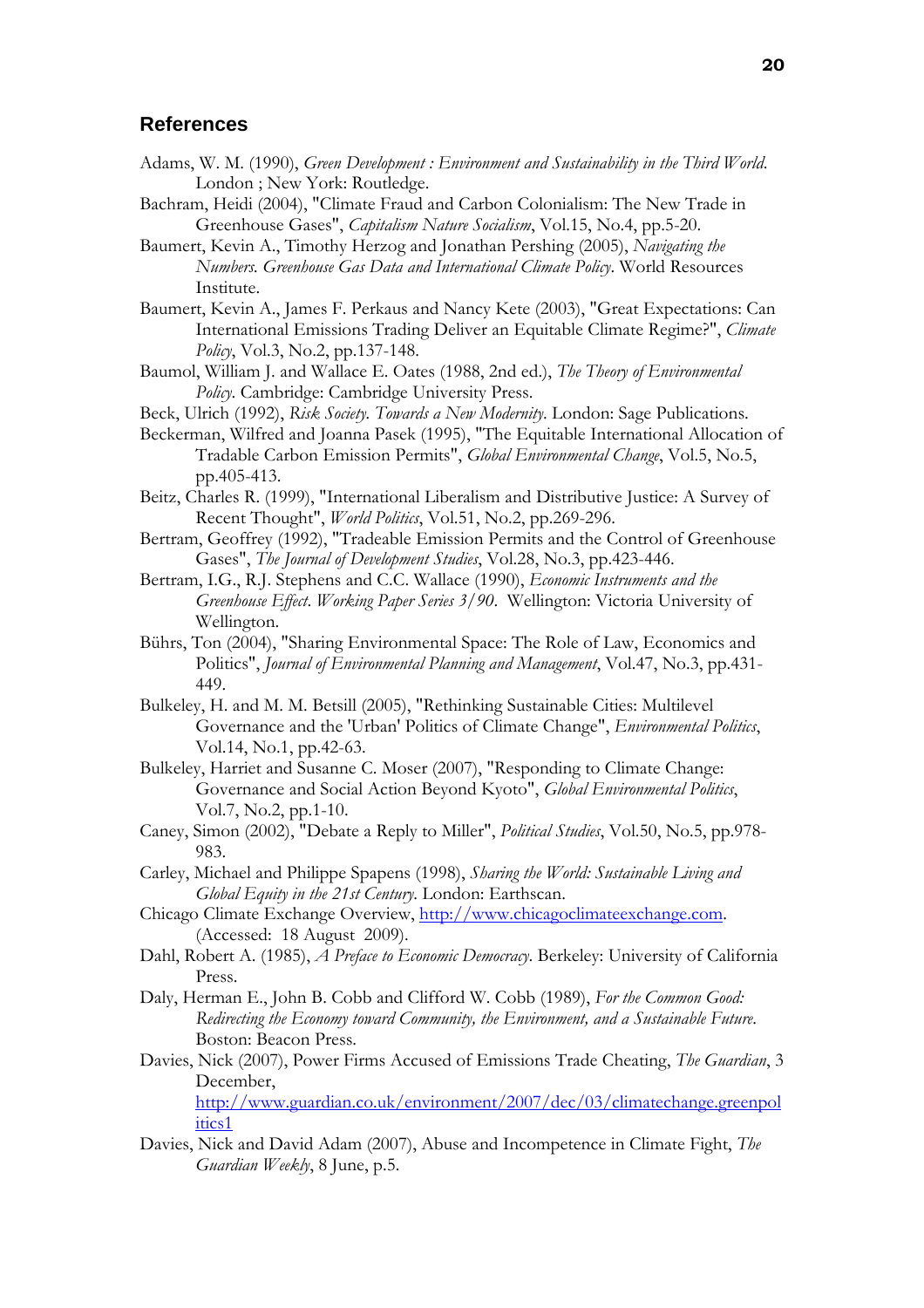## References

Adams, W. M. (1990), *Green Development : Environment and Sustainability in the Third World*. London ; New York: Routledge.

Bachram, Heidi (2004), "Climate Fraud and Carbon Colonialism: The New Trade in Greenhouse Gases", *Capitalism Nature Socialism*, Vol.15, No.4, pp.5-20.

Baumert, Kevin A., Timothy Herzog and Jonathan Pershing (2005), *Navigating the Numbers. Greenhouse Gas Data and International Climate Policy*. World Resources Institute.

Baumert, Kevin A., James F. Perkaus and Nancy Kete (2003), "Great Expectations: Can International Emissions Trading Deliver an Equitable Climate Regime?", *Climate Policy*, Vol.3, No.2, pp.137-148.

Baumol, William J. and Wallace E. Oates (1988, 2nd ed.), *The Theory of Environmental Policy*. Cambridge: Cambridge University Press.

Beck, Ulrich (1992), *Risk Society. Towards a New Modernity*. London: Sage Publications.

Beckerman, Wilfred and Joanna Pasek (1995), "The Equitable International Allocation of Tradable Carbon Emission Permits", *Global Environmental Change*, Vol.5, No.5, pp.405-413.

Beitz, Charles R. (1999), "International Liberalism and Distributive Justice: A Survey of Recent Thought", *World Politics*, Vol.51, No.2, pp.269-296.

Bertram, Geoffrey (1992), "Tradeable Emission Permits and the Control of Greenhouse Gases", *The Journal of Development Studies*, Vol.28, No.3, pp.423-446.

Bertram, I.G., R.J. Stephens and C.C. Wallace (1990), *Economic Instruments and the Greenhouse Effect. Working Paper Series 3/90*. Wellington: Victoria University of Wellington.

Bührs, Ton (2004), "Sharing Environmental Space: The Role of Law, Economics and Politics", *Journal of Environmental Planning and Management*, Vol.47, No.3, pp.431-449.

Bulkeley, H. and M. M. Betsill (2005), "Rethinking Sustainable Cities: Multilevel Governance and the 'Urban' Politics of Climate Change", *Environmental Politics*, Vol.14, No.1, pp.42-63.

Bulkeley, Harriet and Susanne C. Moser (2007), "Responding to Climate Change: Governance and Social Action Beyond Kyoto", *Global Environmental Politics*, Vol.7, No.2, pp.1-10.

Caney, Simon (2002), "Debate a Reply to Miller", *Political Studies*, Vol.50, No.5, pp.978-983.

Carley, Michael and Philippe Spapens (1998), *Sharing the World: Sustainable Living and Global Equity in the 21st Century*. London: Earthscan.

Chicago Climate Exchange Overview, http://www.chicagoclimateexchange.com. (Accessed: 18 August 2009).

Dahl, Robert A. (1985), *A Preface to Economic Democracy*. Berkeley: University of California Press.

Daly, Herman E., John B. Cobb and Clifford W. Cobb (1989), *For the Common Good: Redirecting the Economy toward Community, the Environment, and a Sustainable Future*. Boston: Beacon Press.

Davies, Nick (2007), Power Firms Accused of Emissions Trade Cheating, *The Guardian*, 3 December, http://www.guardian.co.uk/environment/2007/dec/03/climatechange.greenpolitics1

Davies, Nick and David Adam (2007), Abuse and Incompetence in Climate Fight, *The Guardian Weekly*, 8 June, p.5.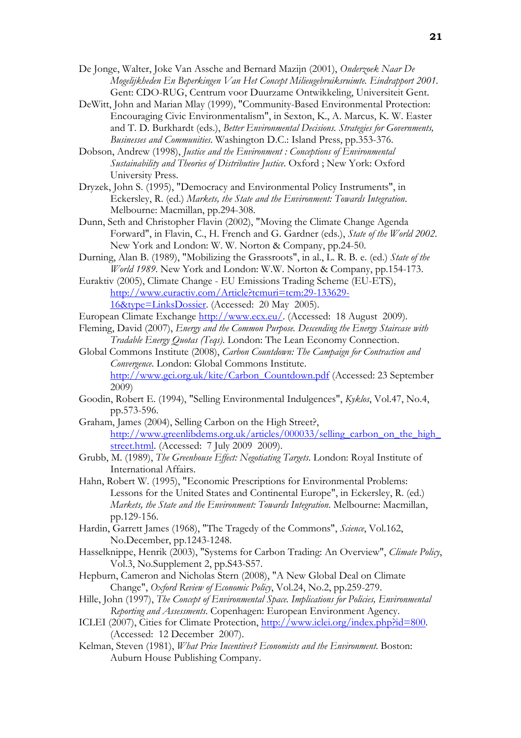De Jonge, Walter, Joke Van Assche and Bernard Mazijn (2001), *Onderzoek Naar De Mogelijkheden En Beperkingen Van Het Concept Milieugebruiksruimte. Eindrapport 2001*. Gent: CDO-RUG, Centrum voor Duurzame Ontwikkeling, Universiteit Gent.

DeWitt, John and Marian Mlay (1999), "Community-Based Environmental Protection: Encouraging Civic Environmentalism", in Sexton, K., A. Marcus, K. W. Easter and T. D. Burkhardt (eds.), *Better Environmental Decisions. Strategies for Governments, Businesses and Communities*. Washington D.C.: Island Press, pp.353-376.

Dobson, Andrew (1998), *Justice and the Environment : Conceptions of Environmental Sustainability and Theories of Distributive Justice*. Oxford ; New York: Oxford University Press.

Dryzek, John S. (1995), "Democracy and Environmental Policy Instruments", in Eckersley, R. (ed.) *Markets, the State and the Environment: Towards Integration*. Melbourne: Macmillan, pp.294-308.

Dunn, Seth and Christopher Flavin (2002), "Moving the Climate Change Agenda Forward", in Flavin, C., H. French and G. Gardner (eds.), *State of the World 2002*. New York and London: W. W. Norton & Company, pp.24-50.

Durning, Alan B. (1989), "Mobilizing the Grassroots", in al., L. R. B. e. (ed.) *State of the World 1989*. New York and London: W.W. Norton & Company, pp.154-173.

Euraktiv (2005), Climate Change - EU Emissions Trading Scheme (EU-ETS), http://www.euractiv.com/Article?tcmuri=tcm:29-133629-16&type=LinksDossier. (Accessed: 20 May 2005).

European Climate Exchange http://www.ecx.eu/. (Accessed: 18 August 2009).

Fleming, David (2007), *Energy and the Common Purpose. Descending the Energy Staircase with Tradable Energy Quotas (Teqs)*. London: The Lean Economy Connection.

Global Commons Institute (2008), *Carbon Countdown: The Campaign for Contraction and Convergence*. London: Global Commons Institute. http://www.gci.org.uk/kite/Carbon_Countdown.pdf (Accessed: 23 September 2009)

Goodin, Robert E. (1994), "Selling Environmental Indulgences", *Kyklos*, Vol.47, No.4, pp.573-596.

Graham, James (2004), Selling Carbon on the High Street?, http://www.greenlibdems.org.uk/articles/000033/selling_carbon_on_the_high_street.html. (Accessed: 7 July 2009 2009).

Grubb, M. (1989), *The Greenhouse Effect: Negotiating Targets*. London: Royal Institute of International Affairs.

Hahn, Robert W. (1995), "Economic Prescriptions for Environmental Problems: Lessons for the United States and Continental Europe", in Eckersley, R. (ed.) *Markets, the State and the Environment: Towards Integration*. Melbourne: Macmillan, pp.129-156.

Hardin, Garrett James (1968), "The Tragedy of the Commons", *Science*, Vol.162, No.December, pp.1243-1248.

Hasselknippe, Henrik (2003), "Systems for Carbon Trading: An Overview", *Climate Policy*, Vol.3, No.Supplement 2, pp.S43-S57.

Hepburn, Cameron and Nicholas Stern (2008), "A New Global Deal on Climate Change", *Oxford Review of Economic Policy*, Vol.24, No.2, pp.259-279.

Hille, John (1997), *The Concept of Environmental Space. Implications for Policies, Environmental Reporting and Assessments*. Copenhagen: European Environment Agency.

ICLEI (2007), Cities for Climate Protection, http://www.iclei.org/index.php?id=800. (Accessed: 12 December 2007).

Kelman, Steven (1981), *What Price Incentives? Economists and the Environment*. Boston: Auburn House Publishing Company.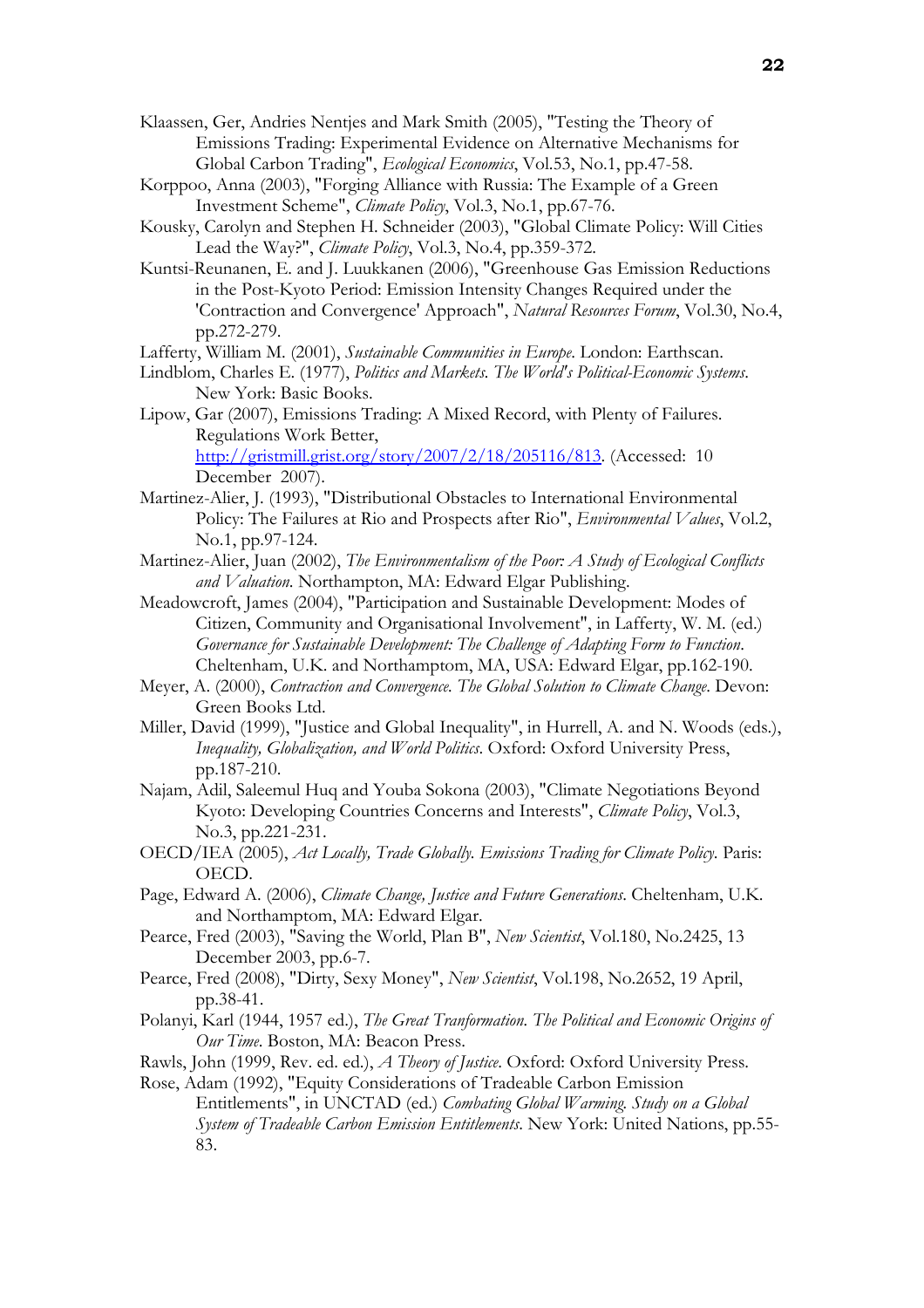Klaassen, Ger, Andries Nentjes and Mark Smith (2005), "Testing the Theory of Emissions Trading: Experimental Evidence on Alternative Mechanisms for Global Carbon Trading", *Ecological Economics*, Vol.53, No.1, pp.47-58.

Korppoo, Anna (2003), "Forging Alliance with Russia: The Example of a Green Investment Scheme", *Climate Policy*, Vol.3, No.1, pp.67-76.

Kousky, Carolyn and Stephen H. Schneider (2003), "Global Climate Policy: Will Cities Lead the Way?", *Climate Policy*, Vol.3, No.4, pp.359-372.

Kuntsi-Reunanen, E. and J. Luukkanen (2006), "Greenhouse Gas Emission Reductions in the Post-Kyoto Period: Emission Intensity Changes Required under the 'Contraction and Convergence' Approach", *Natural Resources Forum*, Vol.30, No.4, pp.272-279.

Lafferty, William M. (2001), *Sustainable Communities in Europe*. London: Earthscan.

Lindblom, Charles E. (1977), *Politics and Markets. The World's Political-Economic Systems*. New York: Basic Books.

Lipow, Gar (2007), Emissions Trading: A Mixed Record, with Plenty of Failures. Regulations Work Better, http://gristmill.grist.org/story/2007/2/18/205116/813. (Accessed: 10 December 2007).

Martinez-Alier, J. (1993), "Distributional Obstacles to International Environmental Policy: The Failures at Rio and Prospects after Rio", *Environmental Values*, Vol.2, No.1, pp.97-124.

Martinez-Alier, Juan (2002), *The Environmentalism of the Poor: A Study of Ecological Conflicts and Valuation*. Northampton, MA: Edward Elgar Publishing.

Meadowcroft, James (2004), "Participation and Sustainable Development: Modes of Citizen, Community and Organisational Involvement", in Lafferty, W. M. (ed.) *Governance for Sustainable Development: The Challenge of Adapting Form to Function*. Cheltenham, U.K. and Northampton, MA, USA: Edward Elgar, pp.162-190.

Meyer, A. (2000), *Contraction and Convergence. The Global Solution to Climate Change*. Devon: Green Books Ltd.

Miller, David (1999), "Justice and Global Inequality", in Hurrell, A. and N. Woods (eds.), *Inequality, Globalization, and World Politics*. Oxford: Oxford University Press, pp.187-210.

Najam, Adil, Saleemul Huq and Youba Sokona (2003), "Climate Negotiations Beyond Kyoto: Developing Countries Concerns and Interests", *Climate Policy*, Vol.3, No.3, pp.221-231.

OECD/IEA (2005), *Act Locally, Trade Globally. Emissions Trading for Climate Policy*. Paris: OECD.

Page, Edward A. (2006), *Climate Change, Justice and Future Generations*. Cheltenham, U.K. and Northampton, MA: Edward Elgar.

Pearce, Fred (2003), "Saving the World, Plan B", *New Scientist*, Vol.180, No.2425, 13 December 2003, pp.6-7.

Pearce, Fred (2008), "Dirty, Sexy Money", *New Scientist*, Vol.198, No.2652, 19 April, pp.38-41.

Polanyi, Karl (1944, 1957 ed.), *The Great Tranformation. The Political and Economic Origins of Our Time*. Boston, MA: Beacon Press.

Rawls, John (1999, Rev. ed. ed.), *A Theory of Justice*. Oxford: Oxford University Press.

Rose, Adam (1992), "Equity Considerations of Tradeable Carbon Emission Entitlements", in UNCTAD (ed.) *Combating Global Warming. Study on a Global System of Tradeable Carbon Emission Entitlements*. New York: United Nations, pp.55-83.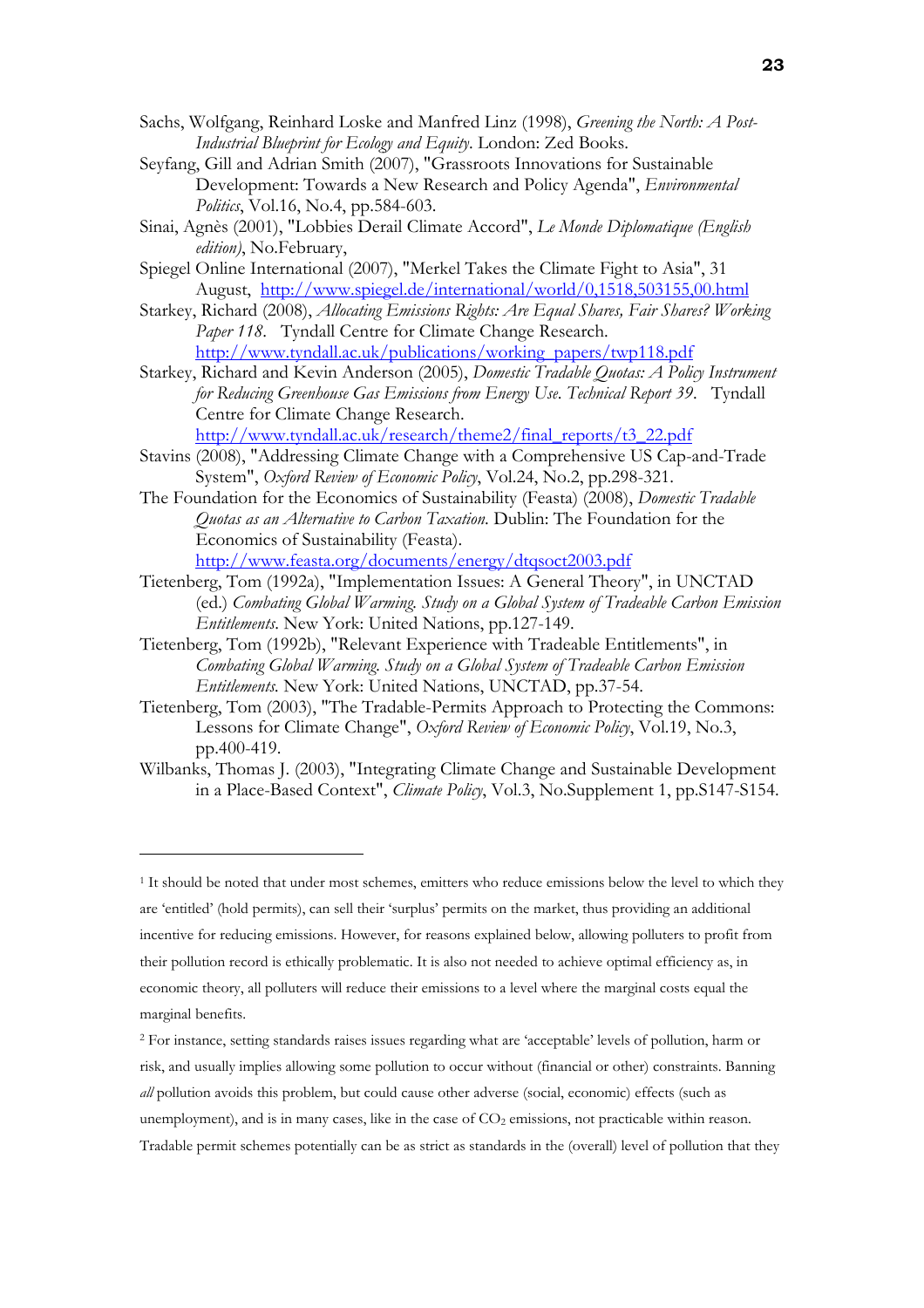Sachs, Wolfgang, Reinhard Loske and Manfred Linz (1998), *Greening the North: A Post-Industrial Blueprint for Ecology and Equity*. London: Zed Books.

Seyfang, Gill and Adrian Smith (2007), "Grassroots Innovations for Sustainable Development: Towards a New Research and Policy Agenda", *Environmental Politics*, Vol.16, No.4, pp.584-603.

Sinai, Agnès (2001), "Lobbies Derail Climate Accord", *Le Monde Diplomatique (English edition)*, No.February,

Spiegel Online International (2007), "Merkel Takes the Climate Fight to Asia", 31 August, http://www.spiegel.de/international/world/0,1518,503155,00.html

Starkey, Richard (2008), *Allocating Emissions Rights: Are Equal Shares, Fair Shares? Working Paper 118*. Tyndall Centre for Climate Change Research. http://www.tyndall.ac.uk/publications/working_papers/twp118.pdf

Starkey, Richard and Kevin Anderson (2005), *Domestic Tradable Quotas: A Policy Instrument for Reducing Greenhouse Gas Emissions from Energy Use. Technical Report 39*. Tyndall Centre for Climate Change Research. http://www.tyndall.ac.uk/research/theme2/final_reports/t3_22.pdf

Stavins (2008), "Addressing Climate Change with a Comprehensive US Cap-and-Trade System", *Oxford Review of Economic Policy*, Vol.24, No.2, pp.298-321.

The Foundation for the Economics of Sustainability (Feasta) (2008), *Domestic Tradable Quotas as an Alternative to Carbon Taxation*. Dublin: The Foundation for the Economics of Sustainability (Feasta). http://www.feasta.org/documents/energy/dtqsoct2003.pdf

Tietenberg, Tom (1992a), "Implementation Issues: A General Theory", in UNCTAD (ed.) *Combating Global Warming. Study on a Global System of Tradeable Carbon Emission Entitlements*. New York: United Nations, pp.127-149.

Tietenberg, Tom (1992b), "Relevant Experience with Tradeable Entitlements", in *Combating Global Warming. Study on a Global System of Tradeable Carbon Emission Entitlements*. New York: United Nations, UNCTAD, pp.37-54.

Tietenberg, Tom (2003), "The Tradable-Permits Approach to Protecting the Commons: Lessons for Climate Change", *Oxford Review of Economic Policy*, Vol.19, No.3, pp.400-419.

Wilbanks, Thomas J. (2003), "Integrating Climate Change and Sustainable Development in a Place-Based Context", *Climate Policy*, Vol.3, No.Supplement 1, pp.S147-S154.

---

[1] It should be noted that under most schemes, emitters who reduce emissions below the level to which they are 'entitled' (hold permits), can sell their 'surplus' permits on the market, thus providing an additional incentive for reducing emissions. However, for reasons explained below, allowing polluters to profit from their pollution record is ethically problematic. It is also not needed to achieve optimal efficiency as, in economic theory, all polluters will reduce their emissions to a level where the marginal costs equal the marginal benefits.

[2] For instance, setting standards raises issues regarding what are 'acceptable' levels of pollution, harm or risk, and usually implies allowing some pollution to occur without (financial or other) constraints. Banning *all* pollution avoids this problem, but could cause other adverse (social, economic) effects (such as unemployment), and is in many cases, like in the case of $CO_2$ emissions, not practicable within reason. Tradable permit schemes potentially can be as strict as standards in the (overall) level of pollution that they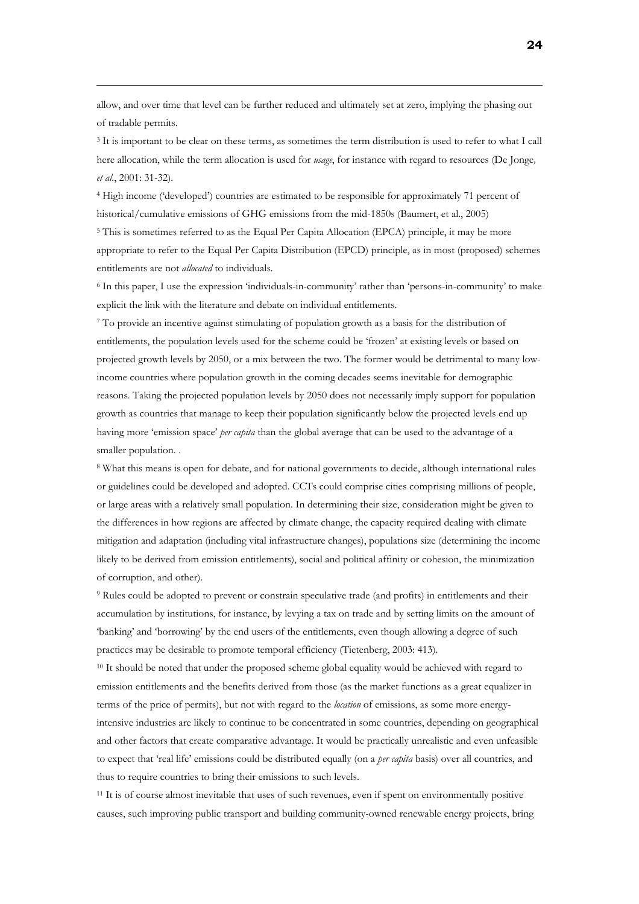allow, and over time that level can be further reduced and ultimately set at zero, implying the phasing out of tradable permits.

[3] It is important to be clear on these terms, as sometimes the term distribution is used to refer to what I call here allocation, while the term allocation is used for *usage*, for instance with regard to resources (De Jonge*, et al*., 2001: 31-32).

[4] High income ('developed') countries are estimated to be responsible for approximately 71 percent of historical/cumulative emissions of GHG emissions from the mid-1850s (Baumert, et al., 2005)

[5] This is sometimes referred to as the Equal Per Capita Allocation (EPCA) principle, it may be more appropriate to refer to the Equal Per Capita Distribution (EPCD) principle, as in most (proposed) schemes entitlements are not *allocated* to individuals.

[6] In this paper, I use the expression 'individuals-in-community' rather than 'persons-in-community' to make explicit the link with the literature and debate on individual entitlements.

[7] To provide an incentive against stimulating of population growth as a basis for the distribution of entitlements, the population levels used for the scheme could be 'frozen' at existing levels or based on projected growth levels by 2050, or a mix between the two. The former would be detrimental to many low-income countries where population growth in the coming decades seems inevitable for demographic reasons. Taking the projected population levels by 2050 does not necessarily imply support for population growth as countries that manage to keep their population significantly below the projected levels end up having more 'emission space' *per capita* than the global average that can be used to the advantage of a smaller population. .

[8] What this means is open for debate, and for national governments to decide, although international rules or guidelines could be developed and adopted. CCTs could comprise cities comprising millions of people, or large areas with a relatively small population. In determining their size, consideration might be given to the differences in how regions are affected by climate change, the capacity required dealing with climate mitigation and adaptation (including vital infrastructure changes), populations size (determining the income likely to be derived from emission entitlements), social and political affinity or cohesion, the minimization of corruption, and other).

[9] Rules could be adopted to prevent or constrain speculative trade (and profits) in entitlements and their accumulation by institutions, for instance, by levying a tax on trade and by setting limits on the amount of 'banking' and 'borrowing' by the end users of the entitlements, even though allowing a degree of such practices may be desirable to promote temporal efficiency (Tietenberg, 2003: 413).

[10] It should be noted that under the proposed scheme global equality would be achieved with regard to emission entitlements and the benefits derived from those (as the market functions as a great equalizer in terms of the price of permits), but not with regard to the *location* of emissions, as some more energy-intensive industries are likely to continue to be concentrated in some countries, depending on geographical and other factors that create comparative advantage. It would be practically unrealistic and even unfeasible to expect that 'real life' emissions could be distributed equally (on a *per capita* basis) over all countries, and thus to require countries to bring their emissions to such levels.

[11] It is of course almost inevitable that uses of such revenues, even if spent on environmentally positive causes, such improving public transport and building community-owned renewable energy projects, bring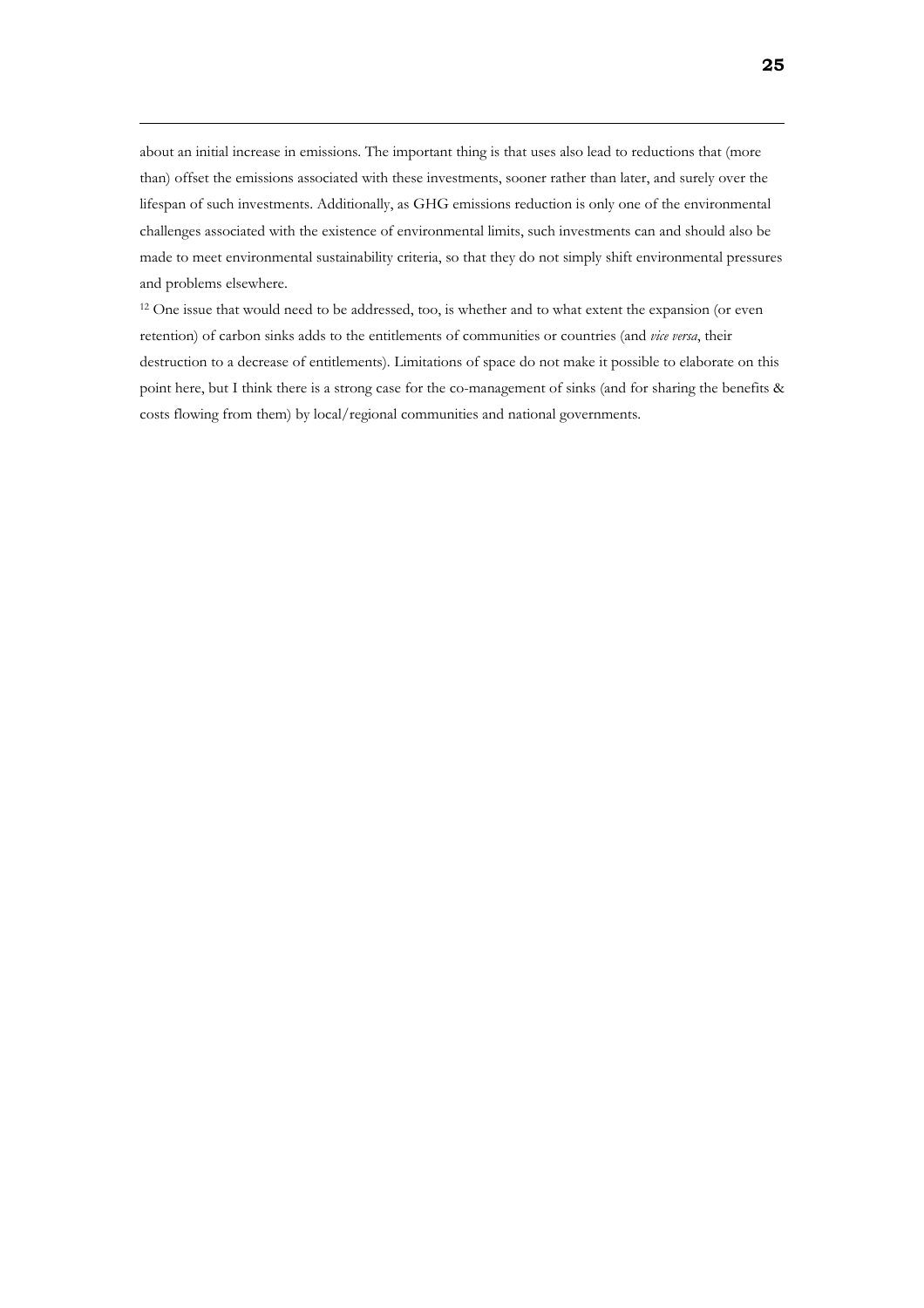about an initial increase in emissions. The important thing is that uses also lead to reductions that (more than) offset the emissions associated with these investments, sooner rather than later, and surely over the lifespan of such investments. Additionally, as GHG emissions reduction is only one of the environmental challenges associated with the existence of environmental limits, such investments can and should also be made to meet environmental sustainability criteria, so that they do not simply shift environmental pressures and problems elsewhere.

[12] One issue that would need to be addressed, too, is whether and to what extent the expansion (or even retention) of carbon sinks adds to the entitlements of communities or countries (and *vice versa*, their destruction to a decrease of entitlements). Limitations of space do not make it possible to elaborate on this point here, but I think there is a strong case for the co-management of sinks (and for sharing the benefits & costs flowing from them) by local/regional communities and national governments.